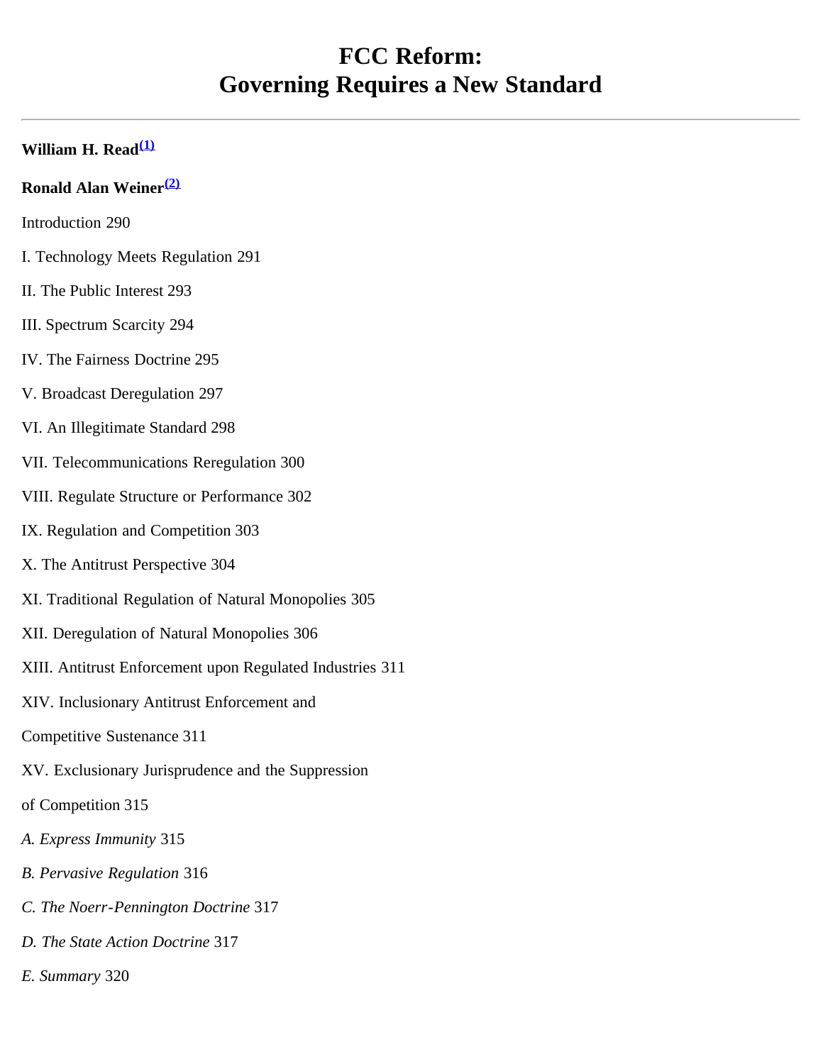# FCC Reform: Governing Requires a New Standard

**William H. Read**[(1)]

**Ronald Alan Weiner**[(2)]

Introduction 290

I. Technology Meets Regulation 291

II. The Public Interest 293

III. Spectrum Scarcity 294

IV. The Fairness Doctrine 295

V. Broadcast Deregulation 297

VI. An Illegitimate Standard 298

VII. Telecommunications Reregulation 300

VIII. Regulate Structure or Performance 302

IX. Regulation and Competition 303

X. The Antitrust Perspective 304

XI. Traditional Regulation of Natural Monopolies 305

XII. Deregulation of Natural Monopolies 306

XIII. Antitrust Enforcement upon Regulated Industries 311

XIV. Inclusionary Antitrust Enforcement and

Competitive Sustenance 311

XV. Exclusionary Jurisprudence and the Suppression

of Competition 315

*A. Express Immunity* 315

*B. Pervasive Regulation* 316

*C. The Noerr-Pennington Doctrine* 317

*D. The State Action Doctrine* 317

*E. Summary* 320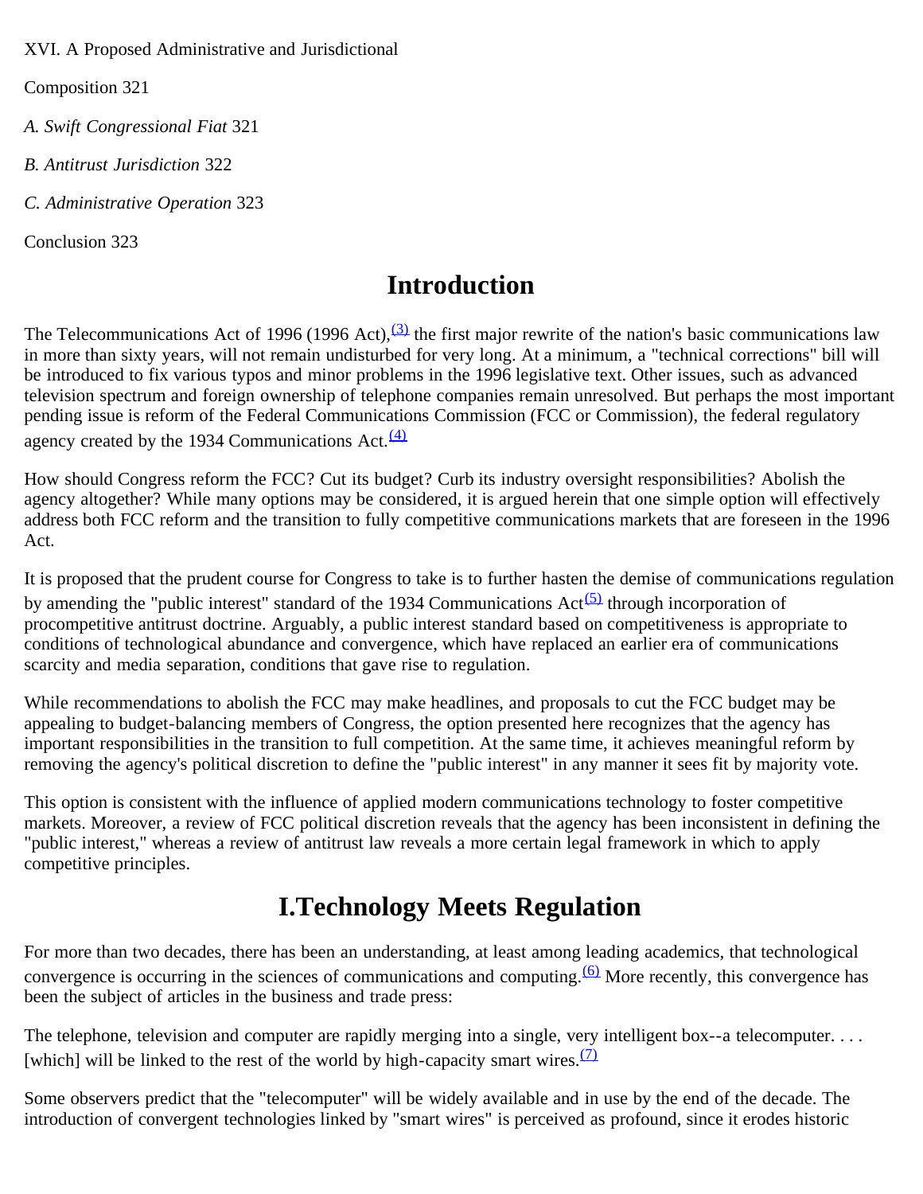XVI. A Proposed Administrative and Jurisdictional

Composition 321

*A. Swift Congressional Fiat* 321

*B. Antitrust Jurisdiction* 322

*C. Administrative Operation* 323

Conclusion 323

## Introduction

The Telecommunications Act of 1996 (1996 Act),[(3)] the first major rewrite of the nation's basic communications law in more than sixty years, will not remain undisturbed for very long. At a minimum, a "technical corrections" bill will be introduced to fix various typos and minor problems in the 1996 legislative text. Other issues, such as advanced television spectrum and foreign ownership of telephone companies remain unresolved. But perhaps the most important pending issue is reform of the Federal Communications Commission (FCC or Commission), the federal regulatory agency created by the 1934 Communications Act.[(4)]

How should Congress reform the FCC? Cut its budget? Curb its industry oversight responsibilities? Abolish the agency altogether? While many options may be considered, it is argued herein that one simple option will effectively address both FCC reform and the transition to fully competitive communications markets that are foreseen in the 1996 Act.

It is proposed that the prudent course for Congress to take is to further hasten the demise of communications regulation by amending the "public interest" standard of the 1934 Communications Act[(5)] through incorporation of procompetitive antitrust doctrine. Arguably, a public interest standard based on competitiveness is appropriate to conditions of technological abundance and convergence, which have replaced an earlier era of communications scarcity and media separation, conditions that gave rise to regulation.

While recommendations to abolish the FCC may make headlines, and proposals to cut the FCC budget may be appealing to budget-balancing members of Congress, the option presented here recognizes that the agency has important responsibilities in the transition to full competition. At the same time, it achieves meaningful reform by removing the agency's political discretion to define the "public interest" in any manner it sees fit by majority vote.

This option is consistent with the influence of applied modern communications technology to foster competitive markets. Moreover, a review of FCC political discretion reveals that the agency has been inconsistent in defining the "public interest," whereas a review of antitrust law reveals a more certain legal framework in which to apply competitive principles.

## I.Technology Meets Regulation

For more than two decades, there has been an understanding, at least among leading academics, that technological convergence is occurring in the sciences of communications and computing.[(6)] More recently, this convergence has been the subject of articles in the business and trade press:

The telephone, television and computer are rapidly merging into a single, very intelligent box--a telecomputer. . . . [which] will be linked to the rest of the world by high-capacity smart wires.[(7)]

Some observers predict that the "telecomputer" will be widely available and in use by the end of the decade. The introduction of convergent technologies linked by "smart wires" is perceived as profound, since it erodes historic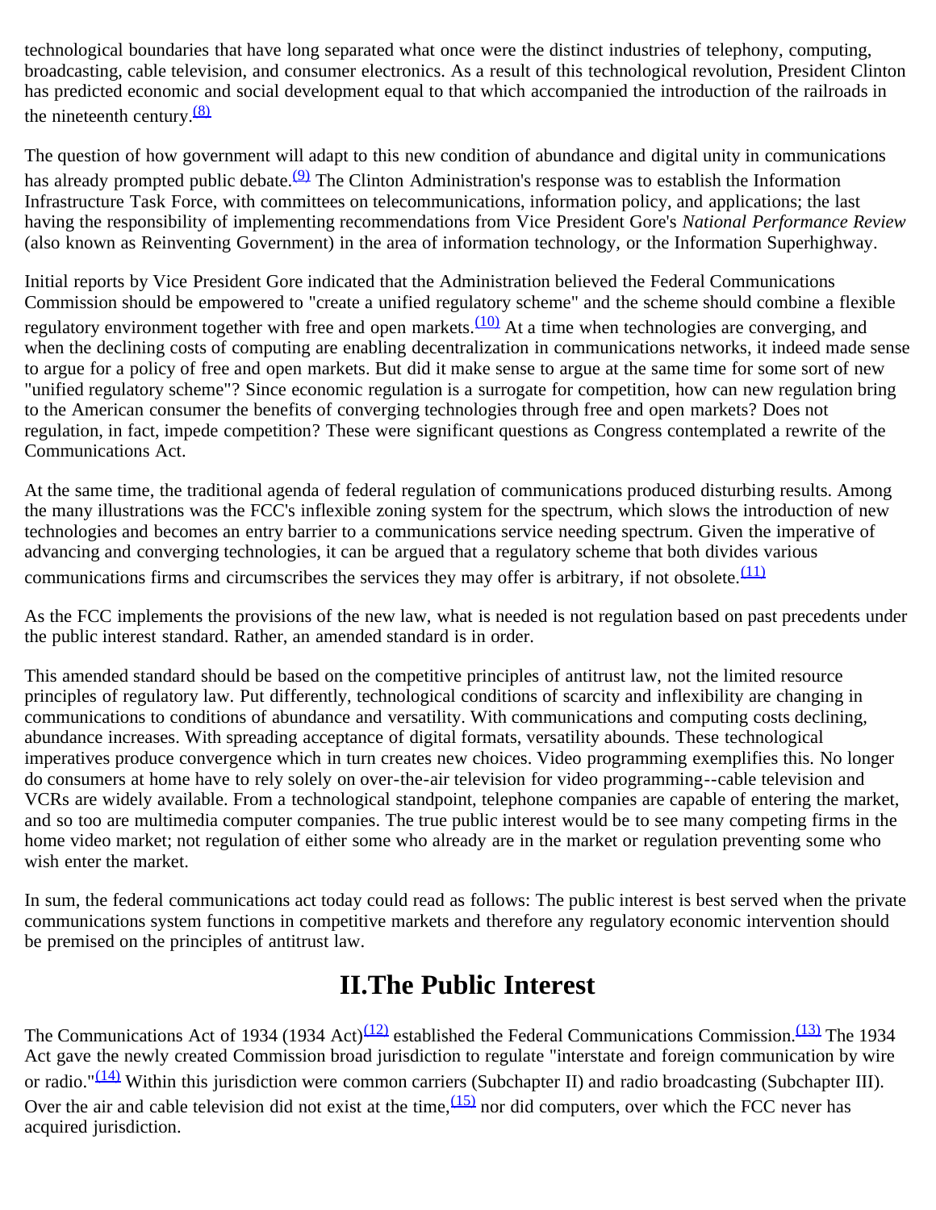technological boundaries that have long separated what once were the distinct industries of telephony, computing, broadcasting, cable television, and consumer electronics. As a result of this technological revolution, President Clinton has predicted economic and social development equal to that which accompanied the introduction of the railroads in the nineteenth century.[(8)]

The question of how government will adapt to this new condition of abundance and digital unity in communications has already prompted public debate.[(9)] The Clinton Administration's response was to establish the Information Infrastructure Task Force, with committees on telecommunications, information policy, and applications; the last having the responsibility of implementing recommendations from Vice President Gore's *National Performance Review* (also known as Reinventing Government) in the area of information technology, or the Information Superhighway.

Initial reports by Vice President Gore indicated that the Administration believed the Federal Communications Commission should be empowered to "create a unified regulatory scheme" and the scheme should combine a flexible regulatory environment together with free and open markets.[(10)] At a time when technologies are converging, and when the declining costs of computing are enabling decentralization in communications networks, it indeed made sense to argue for a policy of free and open markets. But did it make sense to argue at the same time for some sort of new "unified regulatory scheme"? Since economic regulation is a surrogate for competition, how can new regulation bring to the American consumer the benefits of converging technologies through free and open markets? Does not regulation, in fact, impede competition? These were significant questions as Congress contemplated a rewrite of the Communications Act.

At the same time, the traditional agenda of federal regulation of communications produced disturbing results. Among the many illustrations was the FCC's inflexible zoning system for the spectrum, which slows the introduction of new technologies and becomes an entry barrier to a communications service needing spectrum. Given the imperative of advancing and converging technologies, it can be argued that a regulatory scheme that both divides various communications firms and circumscribes the services they may offer is arbitrary, if not obsolete.[(11)]

As the FCC implements the provisions of the new law, what is needed is not regulation based on past precedents under the public interest standard. Rather, an amended standard is in order.

This amended standard should be based on the competitive principles of antitrust law, not the limited resource principles of regulatory law. Put differently, technological conditions of scarcity and inflexibility are changing in communications to conditions of abundance and versatility. With communications and computing costs declining, abundance increases. With spreading acceptance of digital formats, versatility abounds. These technological imperatives produce convergence which in turn creates new choices. Video programming exemplifies this. No longer do consumers at home have to rely solely on over-the-air television for video programming--cable television and VCRs are widely available. From a technological standpoint, telephone companies are capable of entering the market, and so too are multimedia computer companies. The true public interest would be to see many competing firms in the home video market; not regulation of either some who already are in the market or regulation preventing some who wish enter the market.

In sum, the federal communications act today could read as follows: The public interest is best served when the private communications system functions in competitive markets and therefore any regulatory economic intervention should be premised on the principles of antitrust law.

## II.The Public Interest

The Communications Act of 1934 (1934 Act)[(12)] established the Federal Communications Commission.[(13)] The 1934 Act gave the newly created Commission broad jurisdiction to regulate "interstate and foreign communication by wire or radio."[(14)] Within this jurisdiction were common carriers (Subchapter II) and radio broadcasting (Subchapter III). Over the air and cable television did not exist at the time,[(15)] nor did computers, over which the FCC never has acquired jurisdiction.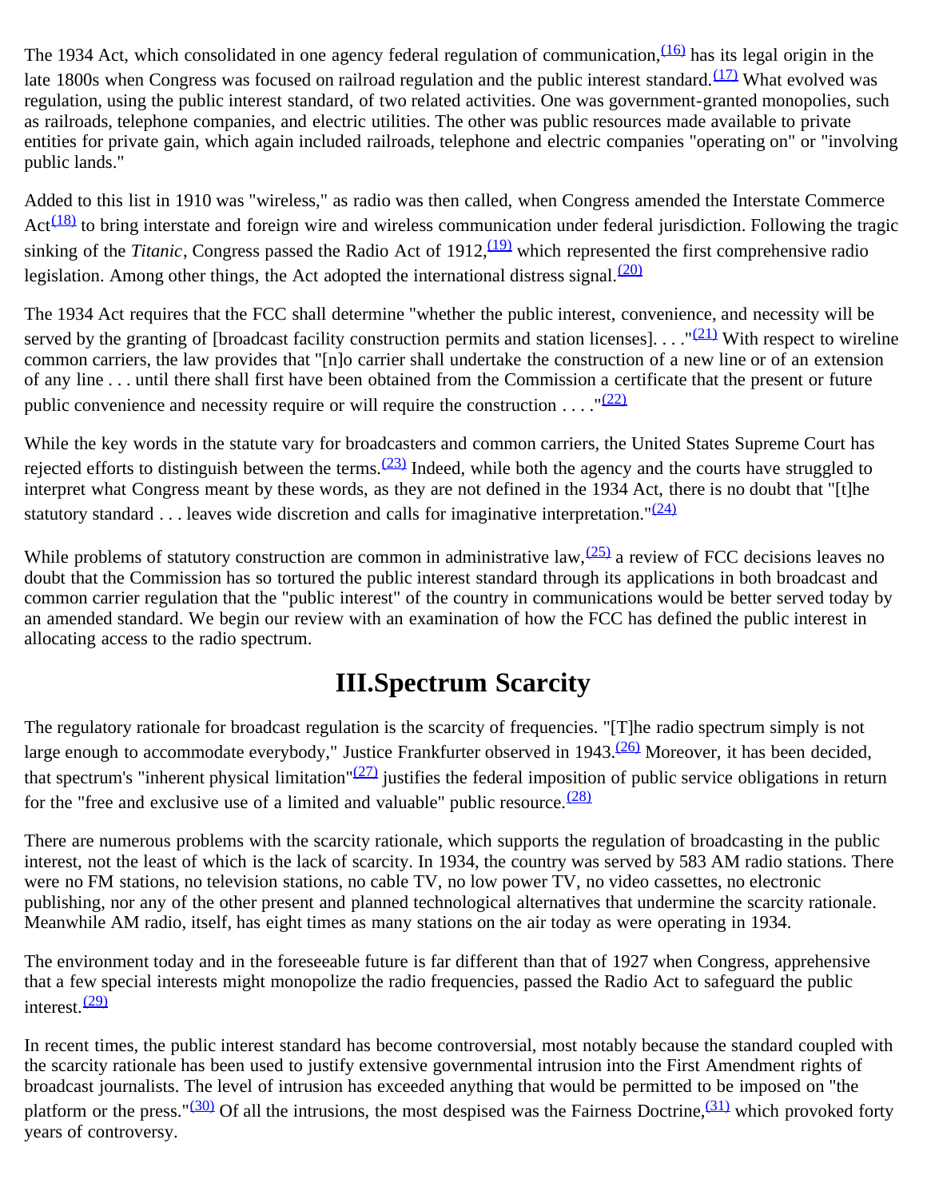The 1934 Act, which consolidated in one agency federal regulation of communication,[(16)] has its legal origin in the late 1800s when Congress was focused on railroad regulation and the public interest standard.[(17)] What evolved was regulation, using the public interest standard, of two related activities. One was government-granted monopolies, such as railroads, telephone companies, and electric utilities. The other was public resources made available to private entities for private gain, which again included railroads, telephone and electric companies "operating on" or "involving public lands."

Added to this list in 1910 was "wireless," as radio was then called, when Congress amended the Interstate Commerce Act[(18)] to bring interstate and foreign wire and wireless communication under federal jurisdiction. Following the tragic sinking of the *Titanic*, Congress passed the Radio Act of 1912,[(19)] which represented the first comprehensive radio legislation. Among other things, the Act adopted the international distress signal.[(20)]

The 1934 Act requires that the FCC shall determine "whether the public interest, convenience, and necessity will be served by the granting of [broadcast facility construction permits and station licenses]. . . ."[(21)] With respect to wireline common carriers, the law provides that "[n]o carrier shall undertake the construction of a new line or of an extension of any line . . . until there shall first have been obtained from the Commission a certificate that the present or future public convenience and necessity require or will require the construction . . . ."[(22)]

While the key words in the statute vary for broadcasters and common carriers, the United States Supreme Court has rejected efforts to distinguish between the terms.[(23)] Indeed, while both the agency and the courts have struggled to interpret what Congress meant by these words, as they are not defined in the 1934 Act, there is no doubt that "[t]he statutory standard . . . leaves wide discretion and calls for imaginative interpretation."[(24)]

While problems of statutory construction are common in administrative law,[(25)] a review of FCC decisions leaves no doubt that the Commission has so tortured the public interest standard through its applications in both broadcast and common carrier regulation that the "public interest" of the country in communications would be better served today by an amended standard. We begin our review with an examination of how the FCC has defined the public interest in allocating access to the radio spectrum.

## III.Spectrum Scarcity

The regulatory rationale for broadcast regulation is the scarcity of frequencies. "[T]he radio spectrum simply is not large enough to accommodate everybody," Justice Frankfurter observed in 1943.[(26)] Moreover, it has been decided, that spectrum's "inherent physical limitation"[(27)] justifies the federal imposition of public service obligations in return for the "free and exclusive use of a limited and valuable" public resource.[(28)]

There are numerous problems with the scarcity rationale, which supports the regulation of broadcasting in the public interest, not the least of which is the lack of scarcity. In 1934, the country was served by 583 AM radio stations. There were no FM stations, no television stations, no cable TV, no low power TV, no video cassettes, no electronic publishing, nor any of the other present and planned technological alternatives that undermine the scarcity rationale. Meanwhile AM radio, itself, has eight times as many stations on the air today as were operating in 1934.

The environment today and in the foreseeable future is far different than that of 1927 when Congress, apprehensive that a few special interests might monopolize the radio frequencies, passed the Radio Act to safeguard the public interest.[(29)]

In recent times, the public interest standard has become controversial, most notably because the standard coupled with the scarcity rationale has been used to justify extensive governmental intrusion into the First Amendment rights of broadcast journalists. The level of intrusion has exceeded anything that would be permitted to be imposed on "the platform or the press."[(30)] Of all the intrusions, the most despised was the Fairness Doctrine,[(31)] which provoked forty years of controversy.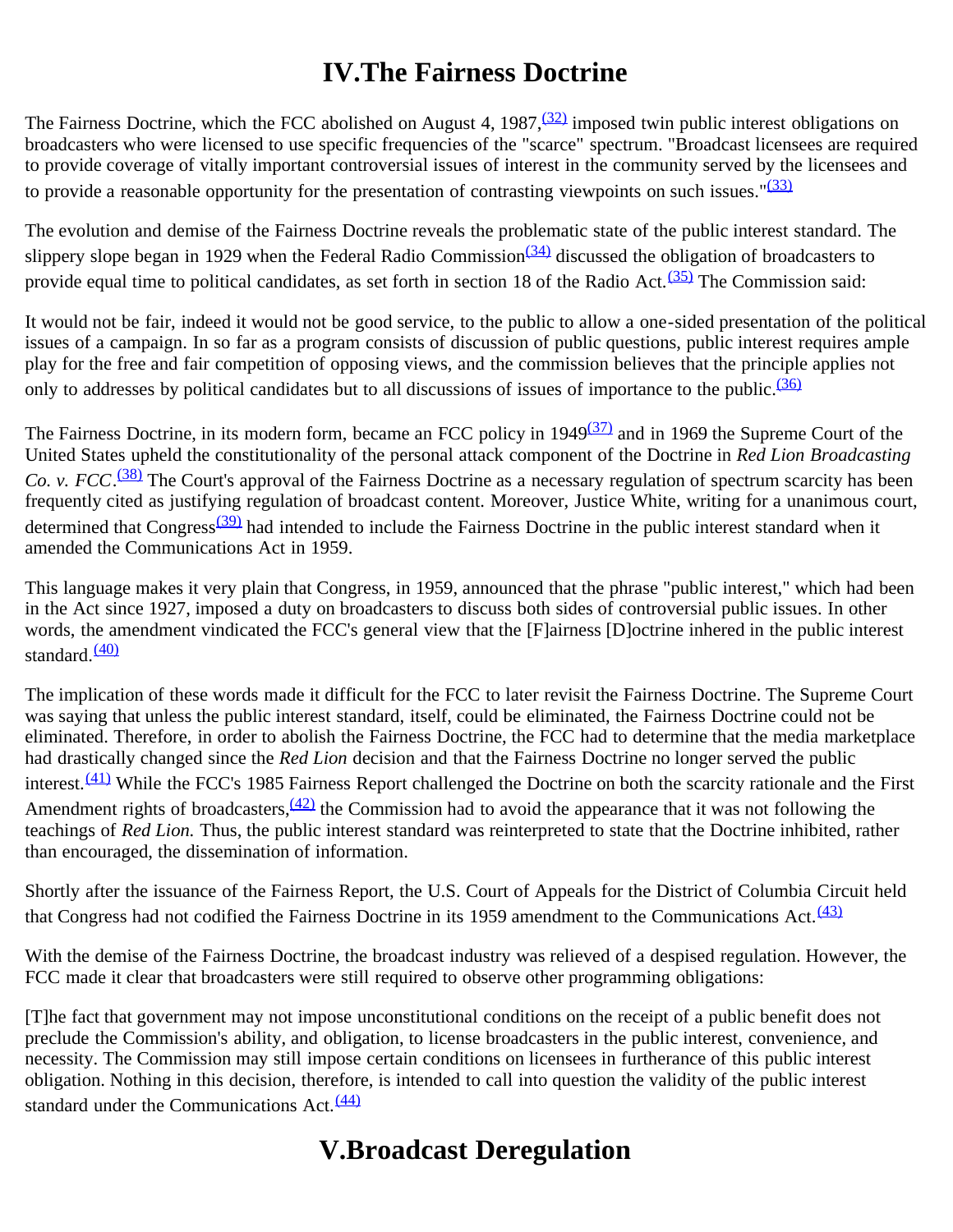# IV.The Fairness Doctrine

The Fairness Doctrine, which the FCC abolished on August 4, 1987,[(32)] imposed twin public interest obligations on broadcasters who were licensed to use specific frequencies of the "scarce" spectrum. "Broadcast licensees are required to provide coverage of vitally important controversial issues of interest in the community served by the licensees and to provide a reasonable opportunity for the presentation of contrasting viewpoints on such issues."[(33)]

The evolution and demise of the Fairness Doctrine reveals the problematic state of the public interest standard. The slippery slope began in 1929 when the Federal Radio Commission[(34)] discussed the obligation of broadcasters to provide equal time to political candidates, as set forth in section 18 of the Radio Act.[(35)] The Commission said:

It would not be fair, indeed it would not be good service, to the public to allow a one-sided presentation of the political issues of a campaign. In so far as a program consists of discussion of public questions, public interest requires ample play for the free and fair competition of opposing views, and the commission believes that the principle applies not only to addresses by political candidates but to all discussions of issues of importance to the public.[(36)]

The Fairness Doctrine, in its modern form, became an FCC policy in 1949[(37)] and in 1969 the Supreme Court of the United States upheld the constitutionality of the personal attack component of the Doctrine in *Red Lion Broadcasting Co. v. FCC*.[(38)] The Court's approval of the Fairness Doctrine as a necessary regulation of spectrum scarcity has been frequently cited as justifying regulation of broadcast content. Moreover, Justice White, writing for a unanimous court, determined that Congress[(39)] had intended to include the Fairness Doctrine in the public interest standard when it amended the Communications Act in 1959.

This language makes it very plain that Congress, in 1959, announced that the phrase "public interest," which had been in the Act since 1927, imposed a duty on broadcasters to discuss both sides of controversial public issues. In other words, the amendment vindicated the FCC's general view that the [F]airness [D]octrine inhered in the public interest standard.[(40)]

The implication of these words made it difficult for the FCC to later revisit the Fairness Doctrine. The Supreme Court was saying that unless the public interest standard, itself, could be eliminated, the Fairness Doctrine could not be eliminated. Therefore, in order to abolish the Fairness Doctrine, the FCC had to determine that the media marketplace had drastically changed since the *Red Lion* decision and that the Fairness Doctrine no longer served the public interest.[(41)] While the FCC's 1985 Fairness Report challenged the Doctrine on both the scarcity rationale and the First Amendment rights of broadcasters,[(42)] the Commission had to avoid the appearance that it was not following the teachings of *Red Lion.* Thus, the public interest standard was reinterpreted to state that the Doctrine inhibited, rather than encouraged, the dissemination of information.

Shortly after the issuance of the Fairness Report, the U.S. Court of Appeals for the District of Columbia Circuit held that Congress had not codified the Fairness Doctrine in its 1959 amendment to the Communications Act.[(43)]

With the demise of the Fairness Doctrine, the broadcast industry was relieved of a despised regulation. However, the FCC made it clear that broadcasters were still required to observe other programming obligations:

[T]he fact that government may not impose unconstitutional conditions on the receipt of a public benefit does not preclude the Commission's ability, and obligation, to license broadcasters in the public interest, convenience, and necessity. The Commission may still impose certain conditions on licensees in furtherance of this public interest obligation. Nothing in this decision, therefore, is intended to call into question the validity of the public interest standard under the Communications Act.[(44)]

# V.Broadcast Deregulation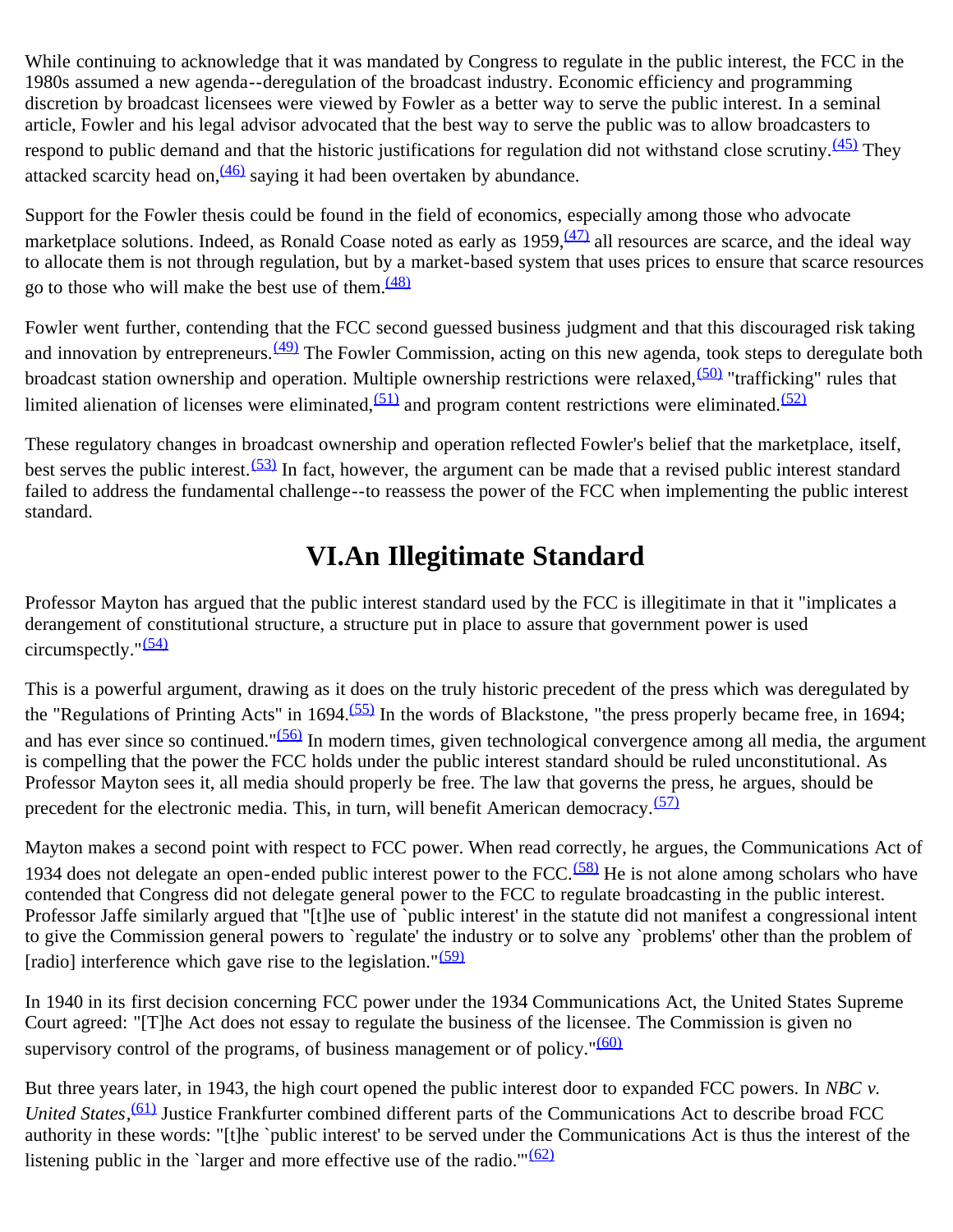While continuing to acknowledge that it was mandated by Congress to regulate in the public interest, the FCC in the 1980s assumed a new agenda--deregulation of the broadcast industry. Economic efficiency and programming discretion by broadcast licensees were viewed by Fowler as a better way to serve the public interest. In a seminal article, Fowler and his legal advisor advocated that the best way to serve the public was to allow broadcasters to respond to public demand and that the historic justifications for regulation did not withstand close scrutiny.[(45)] They attacked scarcity head on,[(46)] saying it had been overtaken by abundance.

Support for the Fowler thesis could be found in the field of economics, especially among those who advocate marketplace solutions. Indeed, as Ronald Coase noted as early as 1959,[(47)] all resources are scarce, and the ideal way to allocate them is not through regulation, but by a market-based system that uses prices to ensure that scarce resources go to those who will make the best use of them.[(48)]

Fowler went further, contending that the FCC second guessed business judgment and that this discouraged risk taking and innovation by entrepreneurs.[(49)] The Fowler Commission, acting on this new agenda, took steps to deregulate both broadcast station ownership and operation. Multiple ownership restrictions were relaxed,[(50)] "trafficking" rules that limited alienation of licenses were eliminated,[(51)] and program content restrictions were eliminated.[(52)]

These regulatory changes in broadcast ownership and operation reflected Fowler's belief that the marketplace, itself, best serves the public interest.[(53)] In fact, however, the argument can be made that a revised public interest standard failed to address the fundamental challenge--to reassess the power of the FCC when implementing the public interest standard.

## VI.An Illegitimate Standard

Professor Mayton has argued that the public interest standard used by the FCC is illegitimate in that it "implicates a derangement of constitutional structure, a structure put in place to assure that government power is used circumspectly."[(54)]

This is a powerful argument, drawing as it does on the truly historic precedent of the press which was deregulated by the "Regulations of Printing Acts" in 1694.[(55)] In the words of Blackstone, "the press properly became free, in 1694; and has ever since so continued."[(56)] In modern times, given technological convergence among all media, the argument is compelling that the power the FCC holds under the public interest standard should be ruled unconstitutional. As Professor Mayton sees it, all media should properly be free. The law that governs the press, he argues, should be precedent for the electronic media. This, in turn, will benefit American democracy.[(57)]

Mayton makes a second point with respect to FCC power. When read correctly, he argues, the Communications Act of 1934 does not delegate an open-ended public interest power to the FCC.[(58)] He is not alone among scholars who have contended that Congress did not delegate general power to the FCC to regulate broadcasting in the public interest. Professor Jaffe similarly argued that "[t]he use of `public interest' in the statute did not manifest a congressional intent to give the Commission general powers to `regulate' the industry or to solve any `problems' other than the problem of [radio] interference which gave rise to the legislation."[(59)]

In 1940 in its first decision concerning FCC power under the 1934 Communications Act, the United States Supreme Court agreed: "[T]he Act does not essay to regulate the business of the licensee. The Commission is given no supervisory control of the programs, of business management or of policy."[(60)]

But three years later, in 1943, the high court opened the public interest door to expanded FCC powers. In *NBC v. United States*,[(61)] Justice Frankfurter combined different parts of the Communications Act to describe broad FCC authority in these words: "[t]he `public interest' to be served under the Communications Act is thus the interest of the listening public in the `larger and more effective use of the radio.'"[(62)]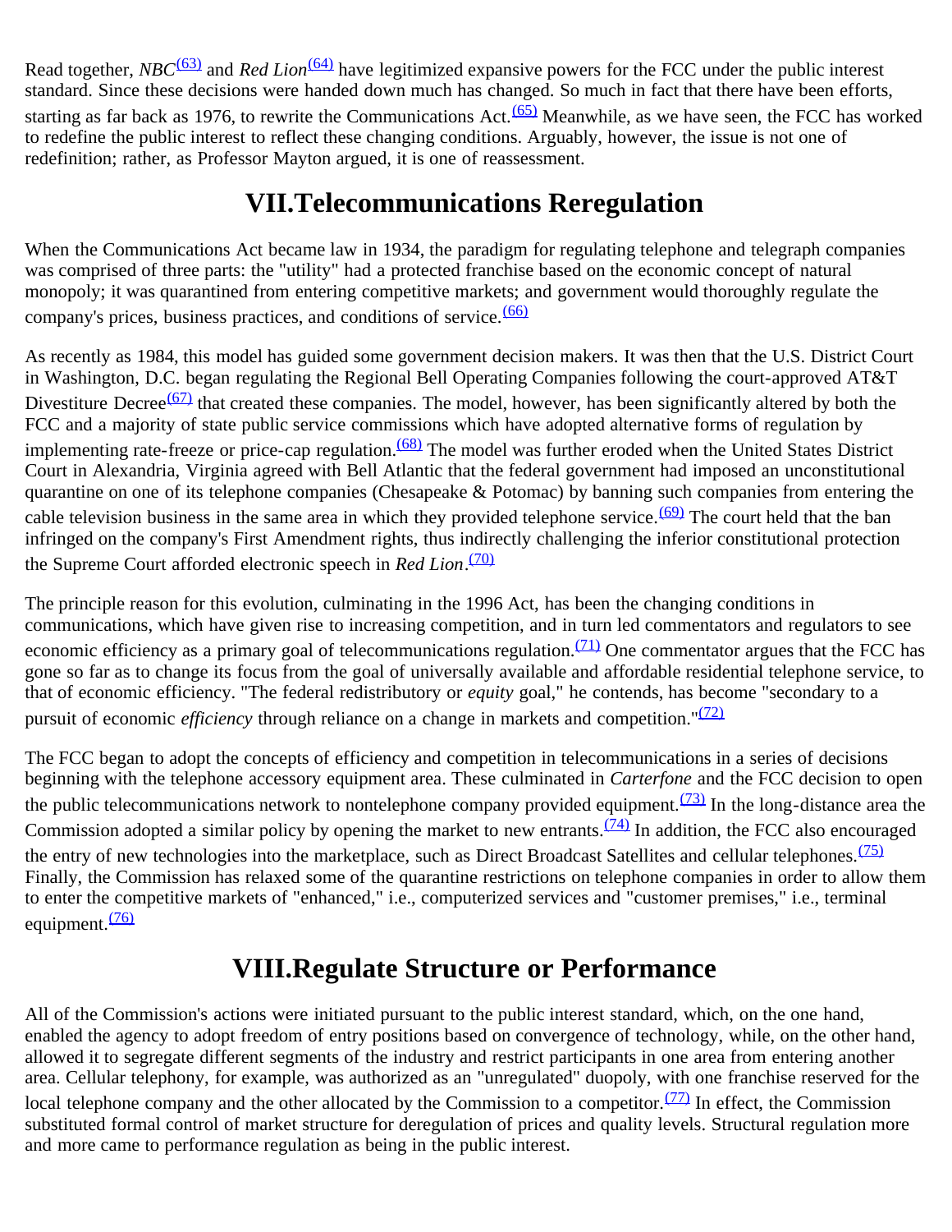Read together, *NBC*[63] and *Red Lion*[64] have legitimized expansive powers for the FCC under the public interest standard. Since these decisions were handed down much has changed. So much in fact that there have been efforts, starting as far back as 1976, to rewrite the Communications Act.[65] Meanwhile, as we have seen, the FCC has worked to redefine the public interest to reflect these changing conditions. Arguably, however, the issue is not one of redefinition; rather, as Professor Mayton argued, it is one of reassessment.

## VII.Telecommunications Reregulation

When the Communications Act became law in 1934, the paradigm for regulating telephone and telegraph companies was comprised of three parts: the "utility" had a protected franchise based on the economic concept of natural monopoly; it was quarantined from entering competitive markets; and government would thoroughly regulate the company's prices, business practices, and conditions of service.[66]

As recently as 1984, this model has guided some government decision makers. It was then that the U.S. District Court in Washington, D.C. began regulating the Regional Bell Operating Companies following the court-approved AT&T Divestiture Decree[67] that created these companies. The model, however, has been significantly altered by both the FCC and a majority of state public service commissions which have adopted alternative forms of regulation by implementing rate-freeze or price-cap regulation.[68] The model was further eroded when the United States District Court in Alexandria, Virginia agreed with Bell Atlantic that the federal government had imposed an unconstitutional quarantine on one of its telephone companies (Chesapeake & Potomac) by banning such companies from entering the cable television business in the same area in which they provided telephone service.[69] The court held that the ban infringed on the company's First Amendment rights, thus indirectly challenging the inferior constitutional protection the Supreme Court afforded electronic speech in *Red Lion*.[70]

The principle reason for this evolution, culminating in the 1996 Act, has been the changing conditions in communications, which have given rise to increasing competition, and in turn led commentators and regulators to see economic efficiency as a primary goal of telecommunications regulation.[71] One commentator argues that the FCC has gone so far as to change its focus from the goal of universally available and affordable residential telephone service, to that of economic efficiency. "The federal redistributory or *equity* goal," he contends, has become "secondary to a pursuit of economic *efficiency* through reliance on a change in markets and competition."[72]

The FCC began to adopt the concepts of efficiency and competition in telecommunications in a series of decisions beginning with the telephone accessory equipment area. These culminated in *Carterfone* and the FCC decision to open the public telecommunications network to nontelephone company provided equipment.[73] In the long-distance area the Commission adopted a similar policy by opening the market to new entrants.[74] In addition, the FCC also encouraged the entry of new technologies into the marketplace, such as Direct Broadcast Satellites and cellular telephones.[75] Finally, the Commission has relaxed some of the quarantine restrictions on telephone companies in order to allow them to enter the competitive markets of "enhanced," i.e., computerized services and "customer premises," i.e., terminal equipment.[76]

## VIII.Regulate Structure or Performance

All of the Commission's actions were initiated pursuant to the public interest standard, which, on the one hand, enabled the agency to adopt freedom of entry positions based on convergence of technology, while, on the other hand, allowed it to segregate different segments of the industry and restrict participants in one area from entering another area. Cellular telephony, for example, was authorized as an "unregulated" duopoly, with one franchise reserved for the local telephone company and the other allocated by the Commission to a competitor.[77] In effect, the Commission substituted formal control of market structure for deregulation of prices and quality levels. Structural regulation more and more came to performance regulation as being in the public interest.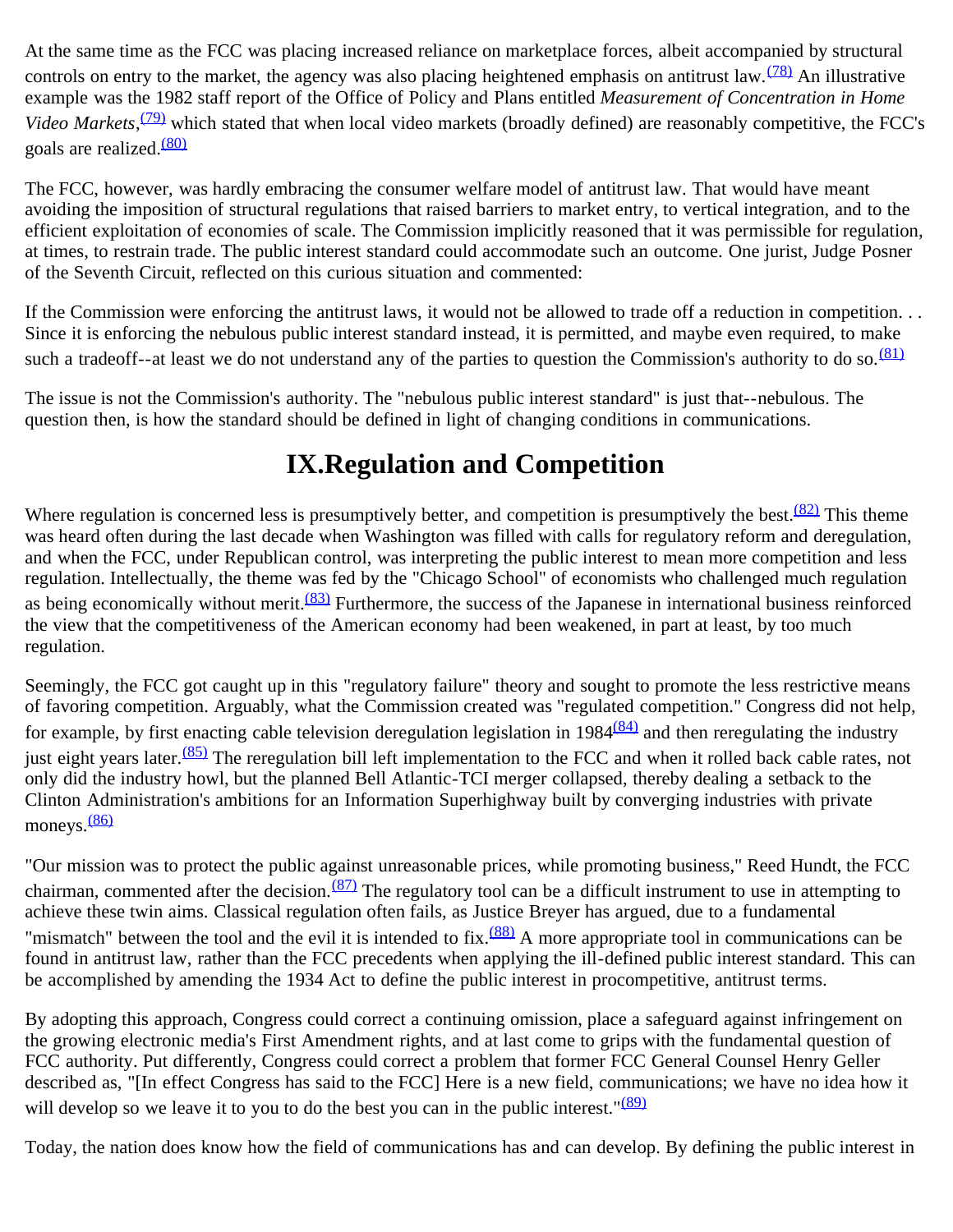At the same time as the FCC was placing increased reliance on marketplace forces, albeit accompanied by structural controls on entry to the market, the agency was also placing heightened emphasis on antitrust law.[(78)] An illustrative example was the 1982 staff report of the Office of Policy and Plans entitled *Measurement of Concentration in Home Video Markets*,[(79)] which stated that when local video markets (broadly defined) are reasonably competitive, the FCC's goals are realized.[(80)]

The FCC, however, was hardly embracing the consumer welfare model of antitrust law. That would have meant avoiding the imposition of structural regulations that raised barriers to market entry, to vertical integration, and to the efficient exploitation of economies of scale. The Commission implicitly reasoned that it was permissible for regulation, at times, to restrain trade. The public interest standard could accommodate such an outcome. One jurist, Judge Posner of the Seventh Circuit, reflected on this curious situation and commented:

If the Commission were enforcing the antitrust laws, it would not be allowed to trade off a reduction in competition. . . Since it is enforcing the nebulous public interest standard instead, it is permitted, and maybe even required, to make such a tradeoff--at least we do not understand any of the parties to question the Commission's authority to do so.[(81)]

The issue is not the Commission's authority. The "nebulous public interest standard" is just that--nebulous. The question then, is how the standard should be defined in light of changing conditions in communications.

# IX.Regulation and Competition

Where regulation is concerned less is presumptively better, and competition is presumptively the best.[(82)] This theme was heard often during the last decade when Washington was filled with calls for regulatory reform and deregulation, and when the FCC, under Republican control, was interpreting the public interest to mean more competition and less regulation. Intellectually, the theme was fed by the "Chicago School" of economists who challenged much regulation as being economically without merit.[(83)] Furthermore, the success of the Japanese in international business reinforced the view that the competitiveness of the American economy had been weakened, in part at least, by too much regulation.

Seemingly, the FCC got caught up in this "regulatory failure" theory and sought to promote the less restrictive means of favoring competition. Arguably, what the Commission created was "regulated competition." Congress did not help, for example, by first enacting cable television deregulation legislation in 1984[(84)] and then reregulating the industry just eight years later.[(85)] The reregulation bill left implementation to the FCC and when it rolled back cable rates, not only did the industry howl, but the planned Bell Atlantic-TCI merger collapsed, thereby dealing a setback to the Clinton Administration's ambitions for an Information Superhighway built by converging industries with private moneys.[(86)]

"Our mission was to protect the public against unreasonable prices, while promoting business," Reed Hundt, the FCC chairman, commented after the decision.[(87)] The regulatory tool can be a difficult instrument to use in attempting to achieve these twin aims. Classical regulation often fails, as Justice Breyer has argued, due to a fundamental "mismatch" between the tool and the evil it is intended to fix.[(88)] A more appropriate tool in communications can be found in antitrust law, rather than the FCC precedents when applying the ill-defined public interest standard. This can be accomplished by amending the 1934 Act to define the public interest in procompetitive, antitrust terms.

By adopting this approach, Congress could correct a continuing omission, place a safeguard against infringement on the growing electronic media's First Amendment rights, and at last come to grips with the fundamental question of FCC authority. Put differently, Congress could correct a problem that former FCC General Counsel Henry Geller described as, "[In effect Congress has said to the FCC] Here is a new field, communications; we have no idea how it will develop so we leave it to you to do the best you can in the public interest."[(89)]

Today, the nation does know how the field of communications has and can develop. By defining the public interest in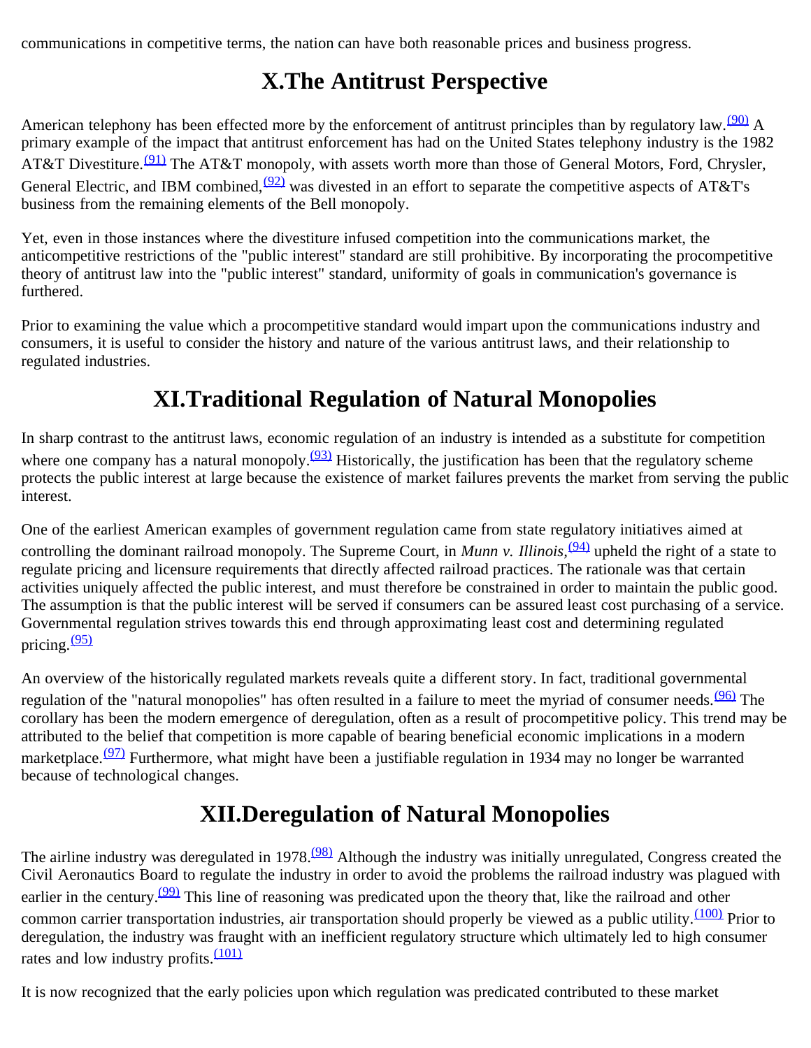communications in competitive terms, the nation can have both reasonable prices and business progress.

# X.The Antitrust Perspective

American telephony has been effected more by the enforcement of antitrust principles than by regulatory law.[(90)] A primary example of the impact that antitrust enforcement has had on the United States telephony industry is the 1982 AT&T Divestiture.[(91)] The AT&T monopoly, with assets worth more than those of General Motors, Ford, Chrysler, General Electric, and IBM combined,[(92)] was divested in an effort to separate the competitive aspects of AT&T's business from the remaining elements of the Bell monopoly.

Yet, even in those instances where the divestiture infused competition into the communications market, the anticompetitive restrictions of the "public interest" standard are still prohibitive. By incorporating the procompetitive theory of antitrust law into the "public interest" standard, uniformity of goals in communication's governance is furthered.

Prior to examining the value which a procompetitive standard would impart upon the communications industry and consumers, it is useful to consider the history and nature of the various antitrust laws, and their relationship to regulated industries.

# XI.Traditional Regulation of Natural Monopolies

In sharp contrast to the antitrust laws, economic regulation of an industry is intended as a substitute for competition where one company has a natural monopoly.[(93)] Historically, the justification has been that the regulatory scheme protects the public interest at large because the existence of market failures prevents the market from serving the public interest.

One of the earliest American examples of government regulation came from state regulatory initiatives aimed at controlling the dominant railroad monopoly. The Supreme Court, in *Munn v. Illinois*,[(94)] upheld the right of a state to regulate pricing and licensure requirements that directly affected railroad practices. The rationale was that certain activities uniquely affected the public interest, and must therefore be constrained in order to maintain the public good. The assumption is that the public interest will be served if consumers can be assured least cost purchasing of a service. Governmental regulation strives towards this end through approximating least cost and determining regulated pricing.[(95)]

An overview of the historically regulated markets reveals quite a different story. In fact, traditional governmental regulation of the "natural monopolies" has often resulted in a failure to meet the myriad of consumer needs.[(96)] The corollary has been the modern emergence of deregulation, often as a result of procompetitive policy. This trend may be attributed to the belief that competition is more capable of bearing beneficial economic implications in a modern marketplace.[(97)] Furthermore, what might have been a justifiable regulation in 1934 may no longer be warranted because of technological changes.

# XII.Deregulation of Natural Monopolies

The airline industry was deregulated in 1978.[(98)] Although the industry was initially unregulated, Congress created the Civil Aeronautics Board to regulate the industry in order to avoid the problems the railroad industry was plagued with earlier in the century.[(99)] This line of reasoning was predicated upon the theory that, like the railroad and other common carrier transportation industries, air transportation should properly be viewed as a public utility.[(100)] Prior to deregulation, the industry was fraught with an inefficient regulatory structure which ultimately led to high consumer rates and low industry profits.[(101)]

It is now recognized that the early policies upon which regulation was predicated contributed to these market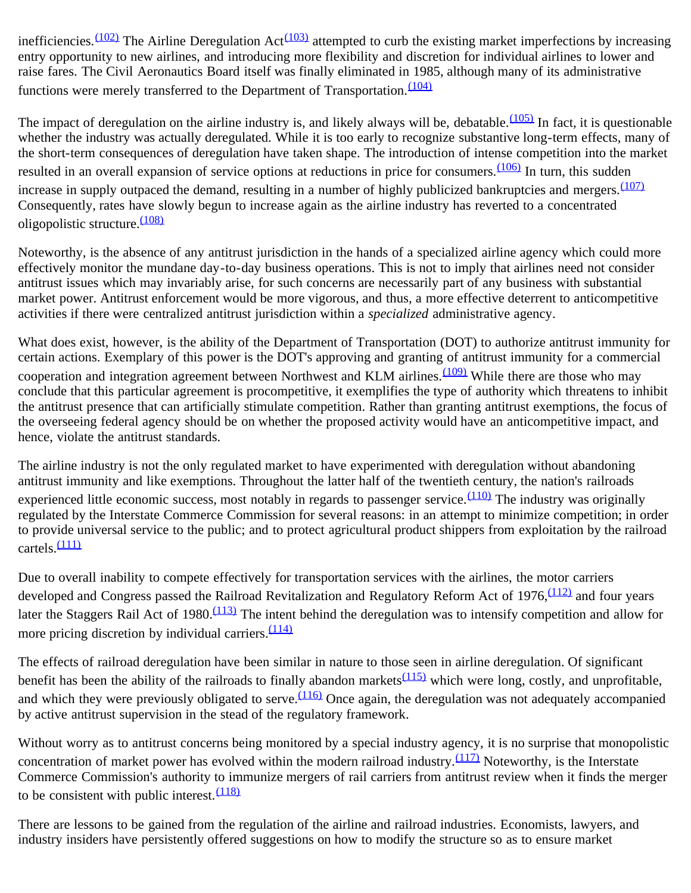inefficiencies.[(102)] The Airline Deregulation Act[(103)] attempted to curb the existing market imperfections by increasing entry opportunity to new airlines, and introducing more flexibility and discretion for individual airlines to lower and raise fares. The Civil Aeronautics Board itself was finally eliminated in 1985, although many of its administrative functions were merely transferred to the Department of Transportation.[(104)]

The impact of deregulation on the airline industry is, and likely always will be, debatable.[(105)] In fact, it is questionable whether the industry was actually deregulated. While it is too early to recognize substantive long-term effects, many of the short-term consequences of deregulation have taken shape. The introduction of intense competition into the market resulted in an overall expansion of service options at reductions in price for consumers.[(106)] In turn, this sudden increase in supply outpaced the demand, resulting in a number of highly publicized bankruptcies and mergers.[(107)] Consequently, rates have slowly begun to increase again as the airline industry has reverted to a concentrated oligopolistic structure.[(108)]

Noteworthy, is the absence of any antitrust jurisdiction in the hands of a specialized airline agency which could more effectively monitor the mundane day-to-day business operations. This is not to imply that airlines need not consider antitrust issues which may invariably arise, for such concerns are necessarily part of any business with substantial market power. Antitrust enforcement would be more vigorous, and thus, a more effective deterrent to anticompetitive activities if there were centralized antitrust jurisdiction within a *specialized* administrative agency.

What does exist, however, is the ability of the Department of Transportation (DOT) to authorize antitrust immunity for certain actions. Exemplary of this power is the DOT's approving and granting of antitrust immunity for a commercial cooperation and integration agreement between Northwest and KLM airlines.[(109)] While there are those who may conclude that this particular agreement is procompetitive, it exemplifies the type of authority which threatens to inhibit the antitrust presence that can artificially stimulate competition. Rather than granting antitrust exemptions, the focus of the overseeing federal agency should be on whether the proposed activity would have an anticompetitive impact, and hence, violate the antitrust standards.

The airline industry is not the only regulated market to have experimented with deregulation without abandoning antitrust immunity and like exemptions. Throughout the latter half of the twentieth century, the nation's railroads experienced little economic success, most notably in regards to passenger service.[(110)] The industry was originally regulated by the Interstate Commerce Commission for several reasons: in an attempt to minimize competition; in order to provide universal service to the public; and to protect agricultural product shippers from exploitation by the railroad cartels.[(111)]

Due to overall inability to compete effectively for transportation services with the airlines, the motor carriers developed and Congress passed the Railroad Revitalization and Regulatory Reform Act of 1976,[(112)] and four years later the Staggers Rail Act of 1980.[(113)] The intent behind the deregulation was to intensify competition and allow for more pricing discretion by individual carriers.[(114)]

The effects of railroad deregulation have been similar in nature to those seen in airline deregulation. Of significant benefit has been the ability of the railroads to finally abandon markets[(115)] which were long, costly, and unprofitable, and which they were previously obligated to serve.[(116)] Once again, the deregulation was not adequately accompanied by active antitrust supervision in the stead of the regulatory framework.

Without worry as to antitrust concerns being monitored by a special industry agency, it is no surprise that monopolistic concentration of market power has evolved within the modern railroad industry.[(117)] Noteworthy, is the Interstate Commerce Commission's authority to immunize mergers of rail carriers from antitrust review when it finds the merger to be consistent with public interest.[(118)]

There are lessons to be gained from the regulation of the airline and railroad industries. Economists, lawyers, and industry insiders have persistently offered suggestions on how to modify the structure so as to ensure market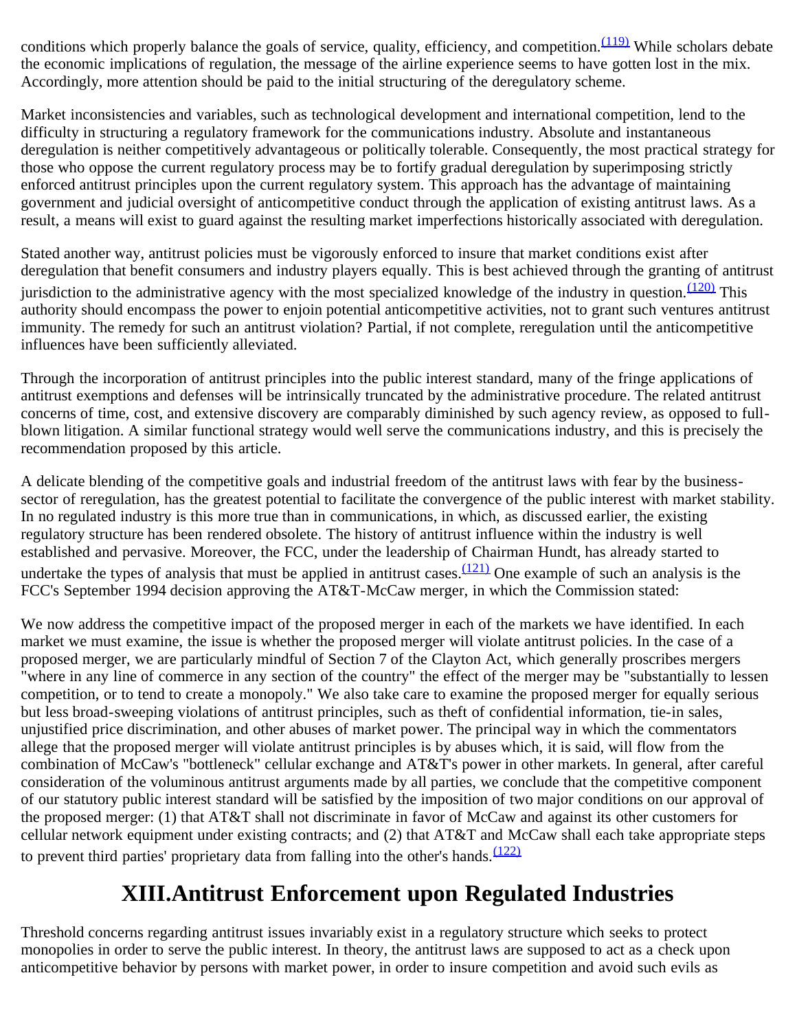conditions which properly balance the goals of service, quality, efficiency, and competition.[(119)] While scholars debate the economic implications of regulation, the message of the airline experience seems to have gotten lost in the mix. Accordingly, more attention should be paid to the initial structuring of the deregulatory scheme.

Market inconsistencies and variables, such as technological development and international competition, lend to the difficulty in structuring a regulatory framework for the communications industry. Absolute and instantaneous deregulation is neither competitively advantageous or politically tolerable. Consequently, the most practical strategy for those who oppose the current regulatory process may be to fortify gradual deregulation by superimposing strictly enforced antitrust principles upon the current regulatory system. This approach has the advantage of maintaining government and judicial oversight of anticompetitive conduct through the application of existing antitrust laws. As a result, a means will exist to guard against the resulting market imperfections historically associated with deregulation.

Stated another way, antitrust policies must be vigorously enforced to insure that market conditions exist after deregulation that benefit consumers and industry players equally. This is best achieved through the granting of antitrust jurisdiction to the administrative agency with the most specialized knowledge of the industry in question.[(120)] This authority should encompass the power to enjoin potential anticompetitive activities, not to grant such ventures antitrust immunity. The remedy for such an antitrust violation? Partial, if not complete, reregulation until the anticompetitive influences have been sufficiently alleviated.

Through the incorporation of antitrust principles into the public interest standard, many of the fringe applications of antitrust exemptions and defenses will be intrinsically truncated by the administrative procedure. The related antitrust concerns of time, cost, and extensive discovery are comparably diminished by such agency review, as opposed to full-blown litigation. A similar functional strategy would well serve the communications industry, and this is precisely the recommendation proposed by this article.

A delicate blending of the competitive goals and industrial freedom of the antitrust laws with fear by the business-sector of reregulation, has the greatest potential to facilitate the convergence of the public interest with market stability. In no regulated industry is this more true than in communications, in which, as discussed earlier, the existing regulatory structure has been rendered obsolete. The history of antitrust influence within the industry is well established and pervasive. Moreover, the FCC, under the leadership of Chairman Hundt, has already started to undertake the types of analysis that must be applied in antitrust cases.[(121)] One example of such an analysis is the FCC's September 1994 decision approving the AT&T-McCaw merger, in which the Commission stated:

We now address the competitive impact of the proposed merger in each of the markets we have identified. In each market we must examine, the issue is whether the proposed merger will violate antitrust policies. In the case of a proposed merger, we are particularly mindful of Section 7 of the Clayton Act, which generally proscribes mergers "where in any line of commerce in any section of the country" the effect of the merger may be "substantially to lessen competition, or to tend to create a monopoly." We also take care to examine the proposed merger for equally serious but less broad-sweeping violations of antitrust principles, such as theft of confidential information, tie-in sales, unjustified price discrimination, and other abuses of market power. The principal way in which the commentators allege that the proposed merger will violate antitrust principles is by abuses which, it is said, will flow from the combination of McCaw's "bottleneck" cellular exchange and AT&T's power in other markets. In general, after careful consideration of the voluminous antitrust arguments made by all parties, we conclude that the competitive component of our statutory public interest standard will be satisfied by the imposition of two major conditions on our approval of the proposed merger: (1) that AT&T shall not discriminate in favor of McCaw and against its other customers for cellular network equipment under existing contracts; and (2) that AT&T and McCaw shall each take appropriate steps to prevent third parties' proprietary data from falling into the other's hands.[(122)]

## XIII. Antitrust Enforcement upon Regulated Industries

Threshold concerns regarding antitrust issues invariably exist in a regulatory structure which seeks to protect monopolies in order to serve the public interest. In theory, the antitrust laws are supposed to act as a check upon anticompetitive behavior by persons with market power, in order to insure competition and avoid such evils as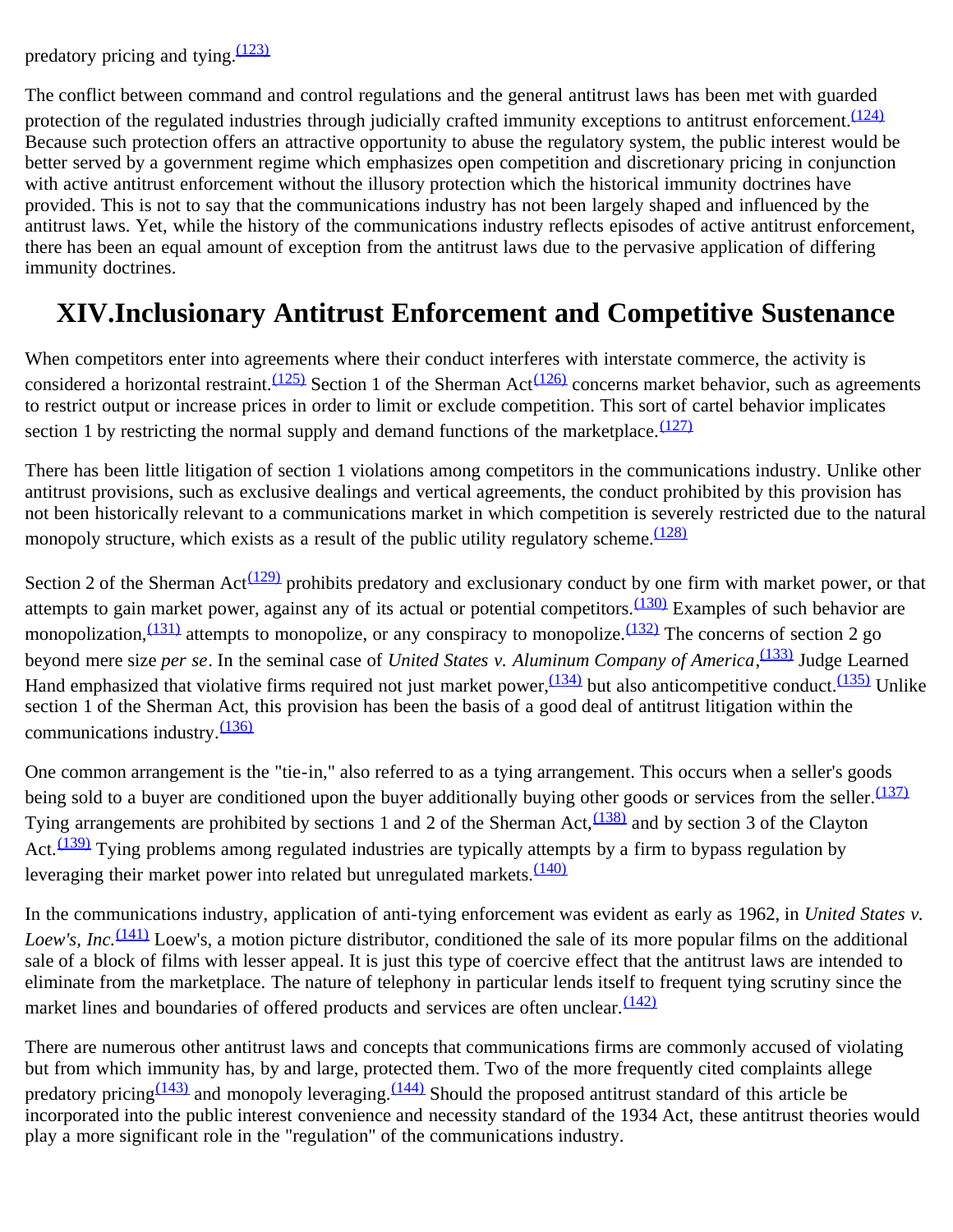predatory pricing and tying.[(123)]

The conflict between command and control regulations and the general antitrust laws has been met with guarded protection of the regulated industries through judicially crafted immunity exceptions to antitrust enforcement.[(124)] Because such protection offers an attractive opportunity to abuse the regulatory system, the public interest would be better served by a government regime which emphasizes open competition and discretionary pricing in conjunction with active antitrust enforcement without the illusory protection which the historical immunity doctrines have provided. This is not to say that the communications industry has not been largely shaped and influenced by the antitrust laws. Yet, while the history of the communications industry reflects episodes of active antitrust enforcement, there has been an equal amount of exception from the antitrust laws due to the pervasive application of differing immunity doctrines.

# XIV.Inclusionary Antitrust Enforcement and Competitive Sustenance

When competitors enter into agreements where their conduct interferes with interstate commerce, the activity is considered a horizontal restraint.[(125)] Section 1 of the Sherman Act[(126)] concerns market behavior, such as agreements to restrict output or increase prices in order to limit or exclude competition. This sort of cartel behavior implicates section 1 by restricting the normal supply and demand functions of the marketplace.[(127)]

There has been little litigation of section 1 violations among competitors in the communications industry. Unlike other antitrust provisions, such as exclusive dealings and vertical agreements, the conduct prohibited by this provision has not been historically relevant to a communications market in which competition is severely restricted due to the natural monopoly structure, which exists as a result of the public utility regulatory scheme.[(128)]

Section 2 of the Sherman Act[(129)] prohibits predatory and exclusionary conduct by one firm with market power, or that attempts to gain market power, against any of its actual or potential competitors.[(130)] Examples of such behavior are monopolization,[(131)] attempts to monopolize, or any conspiracy to monopolize.[(132)] The concerns of section 2 go beyond mere size *per se*. In the seminal case of *United States v. Aluminum Company of America*,[(133)] Judge Learned Hand emphasized that violative firms required not just market power,[(134)] but also anticompetitive conduct.[(135)] Unlike section 1 of the Sherman Act, this provision has been the basis of a good deal of antitrust litigation within the communications industry.[(136)]

One common arrangement is the "tie-in," also referred to as a tying arrangement. This occurs when a seller's goods being sold to a buyer are conditioned upon the buyer additionally buying other goods or services from the seller.[(137)] Tying arrangements are prohibited by sections 1 and 2 of the Sherman Act,[(138)] and by section 3 of the Clayton Act.[(139)] Tying problems among regulated industries are typically attempts by a firm to bypass regulation by leveraging their market power into related but unregulated markets.[(140)]

In the communications industry, application of anti-tying enforcement was evident as early as 1962, in *United States v. Loew's, Inc.*[(141)] Loew's, a motion picture distributor, conditioned the sale of its more popular films on the additional sale of a block of films with lesser appeal. It is just this type of coercive effect that the antitrust laws are intended to eliminate from the marketplace. The nature of telephony in particular lends itself to frequent tying scrutiny since the market lines and boundaries of offered products and services are often unclear.[(142)]

There are numerous other antitrust laws and concepts that communications firms are commonly accused of violating but from which immunity has, by and large, protected them. Two of the more frequently cited complaints allege predatory pricing[(143)] and monopoly leveraging.[(144)] Should the proposed antitrust standard of this article be incorporated into the public interest convenience and necessity standard of the 1934 Act, these antitrust theories would play a more significant role in the "regulation" of the communications industry.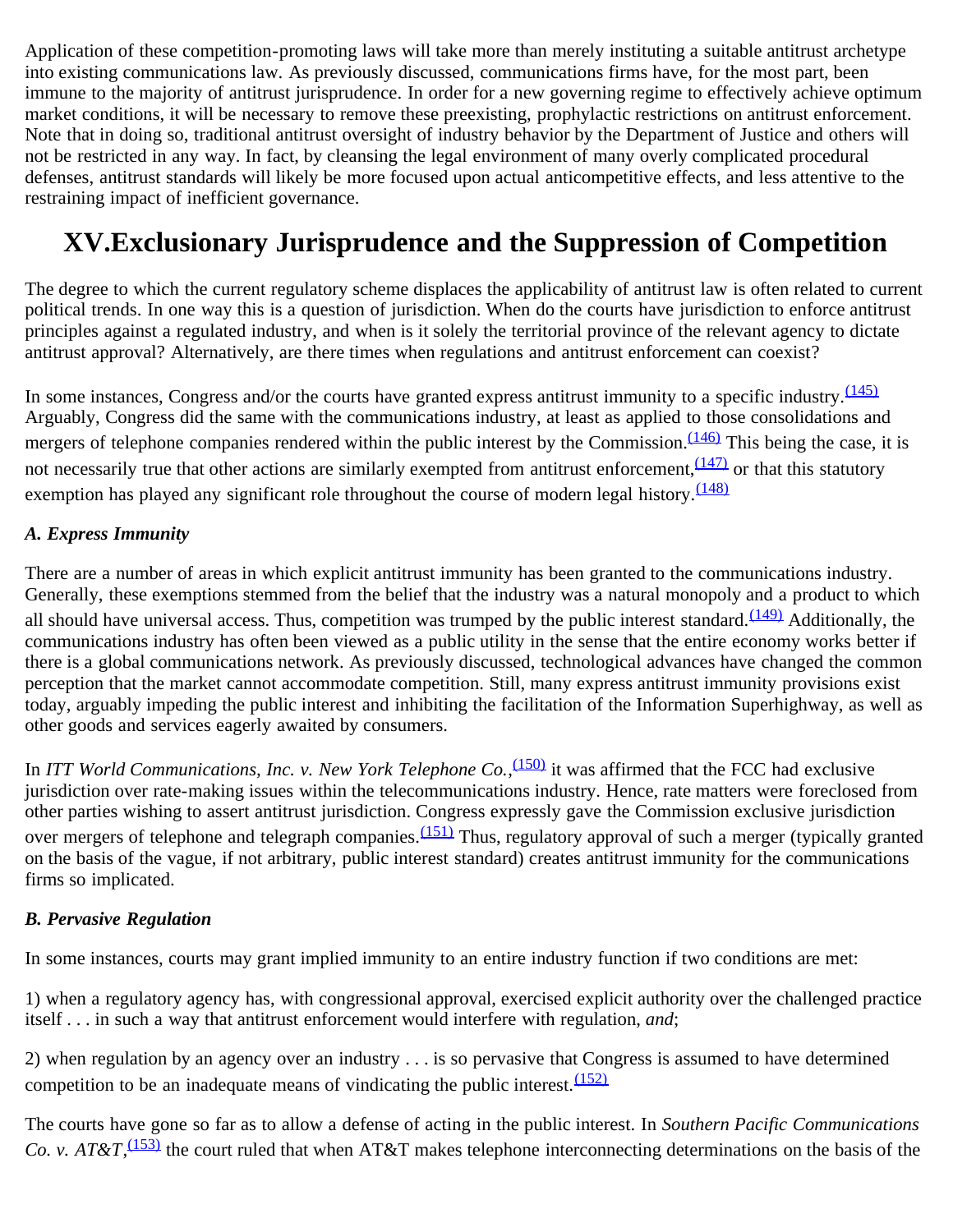Application of these competition-promoting laws will take more than merely instituting a suitable antitrust archetype into existing communications law. As previously discussed, communications firms have, for the most part, been immune to the majority of antitrust jurisprudence. In order for a new governing regime to effectively achieve optimum market conditions, it will be necessary to remove these preexisting, prophylactic restrictions on antitrust enforcement. Note that in doing so, traditional antitrust oversight of industry behavior by the Department of Justice and others will not be restricted in any way. In fact, by cleansing the legal environment of many overly complicated procedural defenses, antitrust standards will likely be more focused upon actual anticompetitive effects, and less attentive to the restraining impact of inefficient governance.

# XV.Exclusionary Jurisprudence and the Suppression of Competition

The degree to which the current regulatory scheme displaces the applicability of antitrust law is often related to current political trends. In one way this is a question of jurisdiction. When do the courts have jurisdiction to enforce antitrust principles against a regulated industry, and when is it solely the territorial province of the relevant agency to dictate antitrust approval? Alternatively, are there times when regulations and antitrust enforcement can coexist?

In some instances, Congress and/or the courts have granted express antitrust immunity to a specific industry.[(145)] Arguably, Congress did the same with the communications industry, at least as applied to those consolidations and mergers of telephone companies rendered within the public interest by the Commission.[(146)] This being the case, it is not necessarily true that other actions are similarly exempted from antitrust enforcement,[(147)] or that this statutory exemption has played any significant role throughout the course of modern legal history.[(148)]

### *A. Express Immunity*

There are a number of areas in which explicit antitrust immunity has been granted to the communications industry. Generally, these exemptions stemmed from the belief that the industry was a natural monopoly and a product to which all should have universal access. Thus, competition was trumped by the public interest standard.[(149)] Additionally, the communications industry has often been viewed as a public utility in the sense that the entire economy works better if there is a global communications network. As previously discussed, technological advances have changed the common perception that the market cannot accommodate competition. Still, many express antitrust immunity provisions exist today, arguably impeding the public interest and inhibiting the facilitation of the Information Superhighway, as well as other goods and services eagerly awaited by consumers.

In *ITT World Communications, Inc. v. New York Telephone Co.*,[(150)] it was affirmed that the FCC had exclusive jurisdiction over rate-making issues within the telecommunications industry. Hence, rate matters were foreclosed from other parties wishing to assert antitrust jurisdiction. Congress expressly gave the Commission exclusive jurisdiction over mergers of telephone and telegraph companies.[(151)] Thus, regulatory approval of such a merger (typically granted on the basis of the vague, if not arbitrary, public interest standard) creates antitrust immunity for the communications firms so implicated.

### *B. Pervasive Regulation*

In some instances, courts may grant implied immunity to an entire industry function if two conditions are met:

1) when a regulatory agency has, with congressional approval, exercised explicit authority over the challenged practice itself . . . in such a way that antitrust enforcement would interfere with regulation, *and*;

2) when regulation by an agency over an industry . . . is so pervasive that Congress is assumed to have determined competition to be an inadequate means of vindicating the public interest.[(152)]

The courts have gone so far as to allow a defense of acting in the public interest. In *Southern Pacific Communications Co. v. AT&T*,[(153)] the court ruled that when AT&T makes telephone interconnecting determinations on the basis of the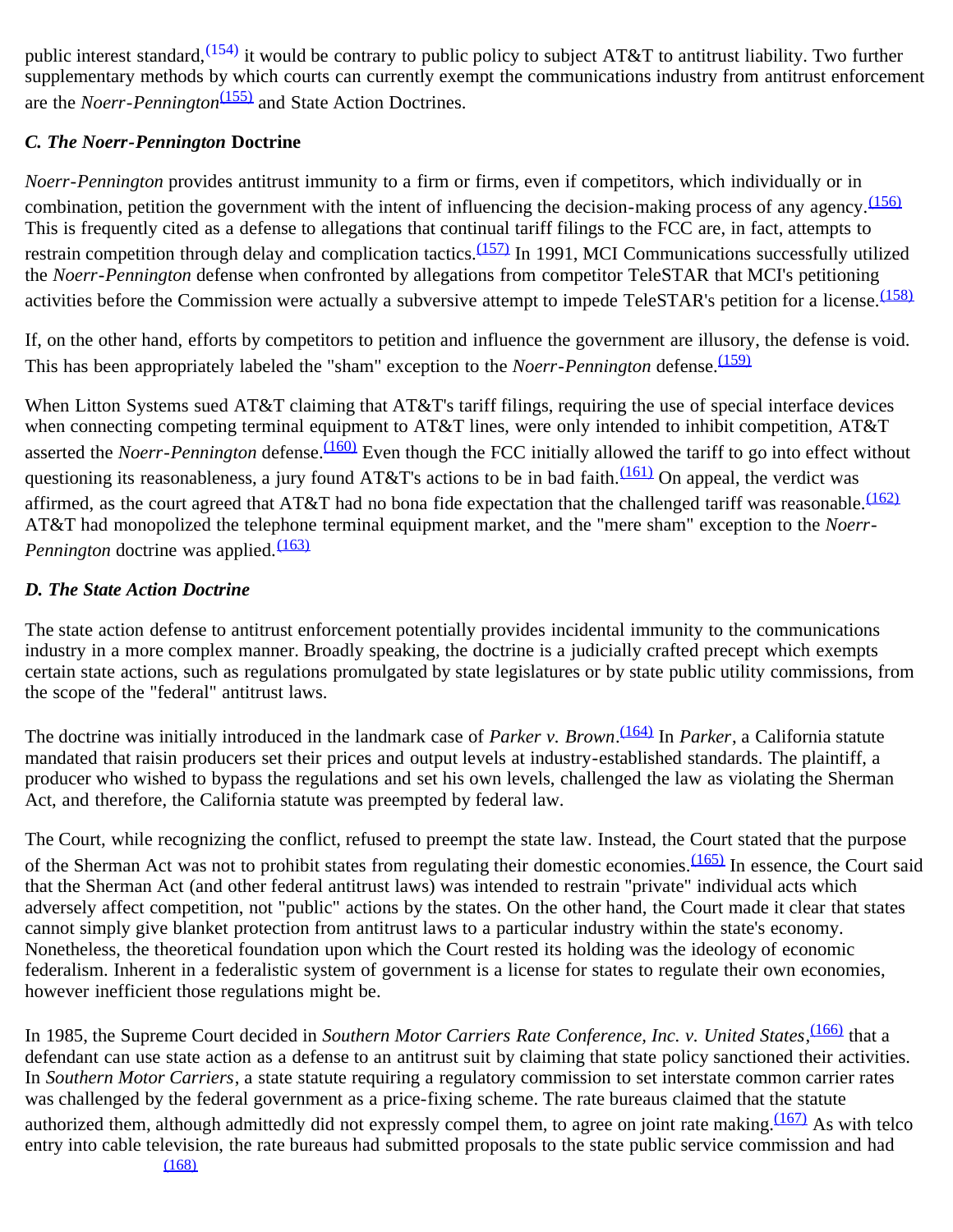public interest standard,[(154)] it would be contrary to public policy to subject AT&T to antitrust liability. Two further supplementary methods by which courts can currently exempt the communications industry from antitrust enforcement are the *Noerr-Pennington*[(155)] and State Action Doctrines.

### *C. The Noerr-Pennington* Doctrine

*Noerr-Pennington* provides antitrust immunity to a firm or firms, even if competitors, which individually or in combination, petition the government with the intent of influencing the decision-making process of any agency.[(156)] This is frequently cited as a defense to allegations that continual tariff filings to the FCC are, in fact, attempts to restrain competition through delay and complication tactics.[(157)] In 1991, MCI Communications successfully utilized the *Noerr-Pennington* defense when confronted by allegations from competitor TeleSTAR that MCI's petitioning activities before the Commission were actually a subversive attempt to impede TeleSTAR's petition for a license.[(158)]

If, on the other hand, efforts by competitors to petition and influence the government are illusory, the defense is void. This has been appropriately labeled the "sham" exception to the *Noerr-Pennington* defense.[(159)]

When Litton Systems sued AT&T claiming that AT&T's tariff filings, requiring the use of special interface devices when connecting competing terminal equipment to AT&T lines, were only intended to inhibit competition, AT&T asserted the *Noerr-Pennington* defense.[(160)] Even though the FCC initially allowed the tariff to go into effect without questioning its reasonableness, a jury found AT&T's actions to be in bad faith.[(161)] On appeal, the verdict was affirmed, as the court agreed that AT&T had no bona fide expectation that the challenged tariff was reasonable.[(162)] AT&T had monopolized the telephone terminal equipment market, and the "mere sham" exception to the *Noerr-Pennington* doctrine was applied.[(163)]

### *D. The State Action Doctrine*

The state action defense to antitrust enforcement potentially provides incidental immunity to the communications industry in a more complex manner. Broadly speaking, the doctrine is a judicially crafted precept which exempts certain state actions, such as regulations promulgated by state legislatures or by state public utility commissions, from the scope of the "federal" antitrust laws.

The doctrine was initially introduced in the landmark case of *Parker v. Brown*.[(164)] In *Parker*, a California statute mandated that raisin producers set their prices and output levels at industry-established standards. The plaintiff, a producer who wished to bypass the regulations and set his own levels, challenged the law as violating the Sherman Act, and therefore, the California statute was preempted by federal law.

The Court, while recognizing the conflict, refused to preempt the state law. Instead, the Court stated that the purpose of the Sherman Act was not to prohibit states from regulating their domestic economies.[(165)] In essence, the Court said that the Sherman Act (and other federal antitrust laws) was intended to restrain "private" individual acts which adversely affect competition, not "public" actions by the states. On the other hand, the Court made it clear that states cannot simply give blanket protection from antitrust laws to a particular industry within the state's economy. Nonetheless, the theoretical foundation upon which the Court rested its holding was the ideology of economic federalism. Inherent in a federalistic system of government is a license for states to regulate their own economies, however inefficient those regulations might be.

In 1985, the Supreme Court decided in *Southern Motor Carriers Rate Conference, Inc. v. United States*,[(166)] that a defendant can use state action as a defense to an antitrust suit by claiming that state policy sanctioned their activities. In *Southern Motor Carriers*, a state statute requiring a regulatory commission to set interstate common carrier rates was challenged by the federal government as a price-fixing scheme. The rate bureaus claimed that the statute authorized them, although admittedly did not expressly compel them, to agree on joint rate making.[(167)] As with telco entry into cable television, the rate bureaus had submitted proposals to the state public service commission and had [(168)]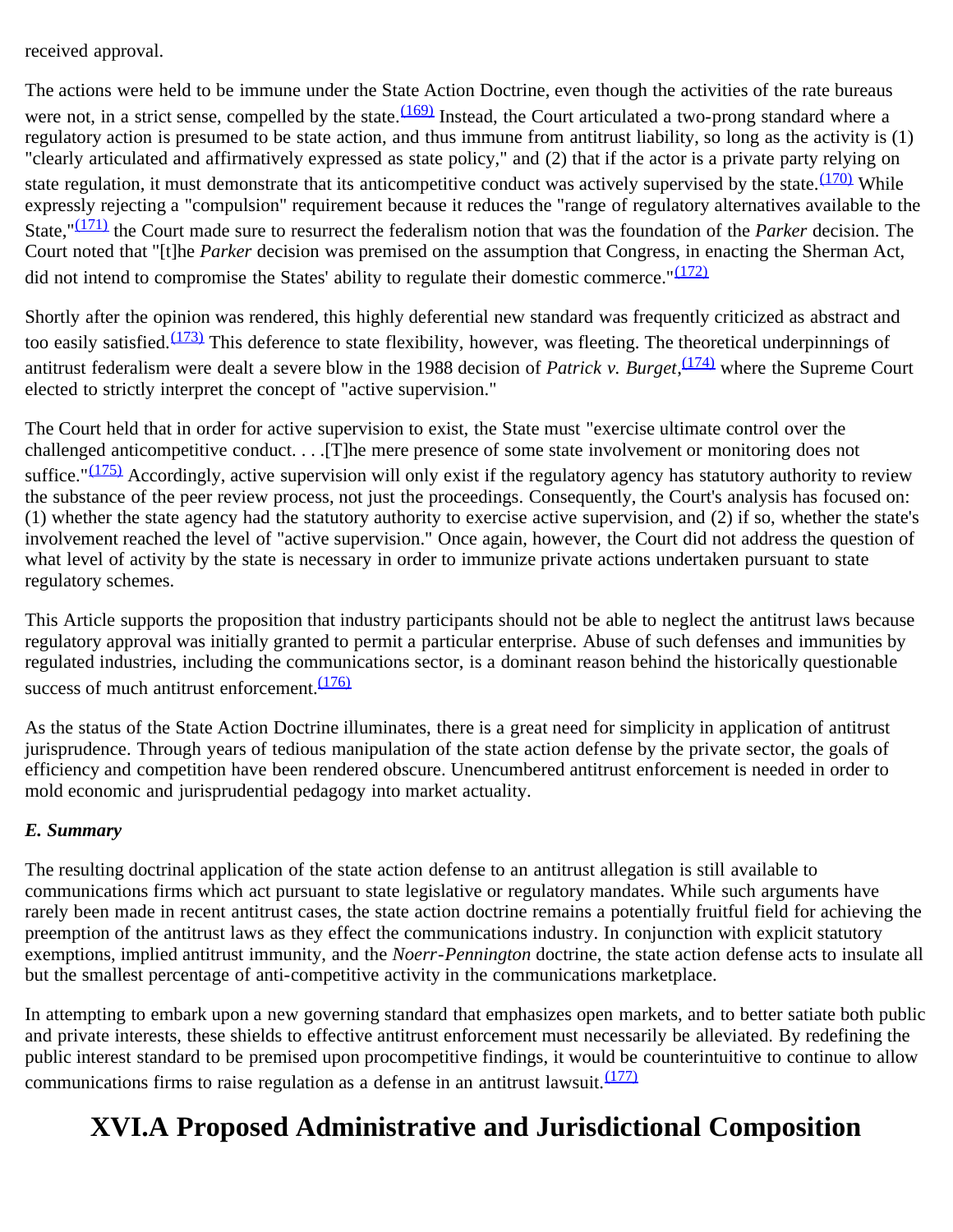received approval.

The actions were held to be immune under the State Action Doctrine, even though the activities of the rate bureaus were not, in a strict sense, compelled by the state.[(169)] Instead, the Court articulated a two-prong standard where a regulatory action is presumed to be state action, and thus immune from antitrust liability, so long as the activity is (1) "clearly articulated and affirmatively expressed as state policy," and (2) that if the actor is a private party relying on state regulation, it must demonstrate that its anticompetitive conduct was actively supervised by the state.[(170)] While expressly rejecting a "compulsion" requirement because it reduces the "range of regulatory alternatives available to the State,"[(171)] the Court made sure to resurrect the federalism notion that was the foundation of the *Parker* decision. The Court noted that "[t]he *Parker* decision was premised on the assumption that Congress, in enacting the Sherman Act, did not intend to compromise the States' ability to regulate their domestic commerce."[(172)]

Shortly after the opinion was rendered, this highly deferential new standard was frequently criticized as abstract and too easily satisfied.[(173)] This deference to state flexibility, however, was fleeting. The theoretical underpinnings of antitrust federalism were dealt a severe blow in the 1988 decision of *Patrick v. Burget*,[(174)] where the Supreme Court elected to strictly interpret the concept of "active supervision."

The Court held that in order for active supervision to exist, the State must "exercise ultimate control over the challenged anticompetitive conduct. . . .[T]he mere presence of some state involvement or monitoring does not suffice."[(175)] Accordingly, active supervision will only exist if the regulatory agency has statutory authority to review the substance of the peer review process, not just the proceedings. Consequently, the Court's analysis has focused on: (1) whether the state agency had the statutory authority to exercise active supervision, and (2) if so, whether the state's involvement reached the level of "active supervision." Once again, however, the Court did not address the question of what level of activity by the state is necessary in order to immunize private actions undertaken pursuant to state regulatory schemes.

This Article supports the proposition that industry participants should not be able to neglect the antitrust laws because regulatory approval was initially granted to permit a particular enterprise. Abuse of such defenses and immunities by regulated industries, including the communications sector, is a dominant reason behind the historically questionable success of much antitrust enforcement.[(176)]

As the status of the State Action Doctrine illuminates, there is a great need for simplicity in application of antitrust jurisprudence. Through years of tedious manipulation of the state action defense by the private sector, the goals of efficiency and competition have been rendered obscure. Unencumbered antitrust enforcement is needed in order to mold economic and jurisprudential pedagogy into market actuality.

### *E. Summary*

The resulting doctrinal application of the state action defense to an antitrust allegation is still available to communications firms which act pursuant to state legislative or regulatory mandates. While such arguments have rarely been made in recent antitrust cases, the state action doctrine remains a potentially fruitful field for achieving the preemption of the antitrust laws as they effect the communications industry. In conjunction with explicit statutory exemptions, implied antitrust immunity, and the *Noerr-Pennington* doctrine, the state action defense acts to insulate all but the smallest percentage of anti-competitive activity in the communications marketplace.

In attempting to embark upon a new governing standard that emphasizes open markets, and to better satiate both public and private interests, these shields to effective antitrust enforcement must necessarily be alleviated. By redefining the public interest standard to be premised upon procompetitive findings, it would be counterintuitive to continue to allow communications firms to raise regulation as a defense in an antitrust lawsuit.[(177)]

# XVI.A Proposed Administrative and Jurisdictional Composition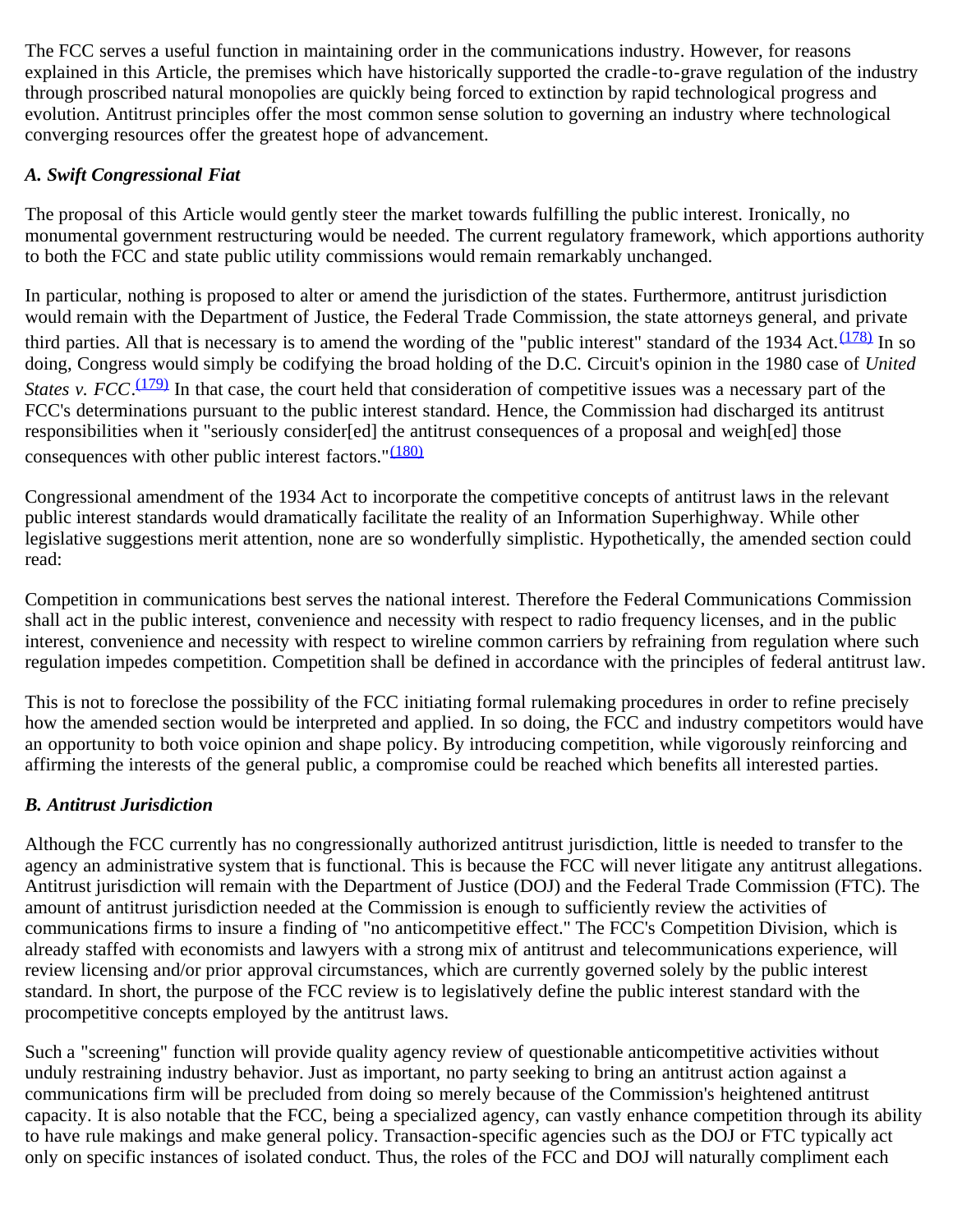The FCC serves a useful function in maintaining order in the communications industry. However, for reasons explained in this Article, the premises which have historically supported the cradle-to-grave regulation of the industry through proscribed natural monopolies are quickly being forced to extinction by rapid technological progress and evolution. Antitrust principles offer the most common sense solution to governing an industry where technological converging resources offer the greatest hope of advancement.

### *A. Swift Congressional Fiat*

The proposal of this Article would gently steer the market towards fulfilling the public interest. Ironically, no monumental government restructuring would be needed. The current regulatory framework, which apportions authority to both the FCC and state public utility commissions would remain remarkably unchanged.

In particular, nothing is proposed to alter or amend the jurisdiction of the states. Furthermore, antitrust jurisdiction would remain with the Department of Justice, the Federal Trade Commission, the state attorneys general, and private third parties. All that is necessary is to amend the wording of the "public interest" standard of the 1934 Act.[(178)] In so doing, Congress would simply be codifying the broad holding of the D.C. Circuit's opinion in the 1980 case of *United States v. FCC*.[(179)] In that case, the court held that consideration of competitive issues was a necessary part of the FCC's determinations pursuant to the public interest standard. Hence, the Commission had discharged its antitrust responsibilities when it "seriously consider[ed] the antitrust consequences of a proposal and weigh[ed] those consequences with other public interest factors."[(180)]

Congressional amendment of the 1934 Act to incorporate the competitive concepts of antitrust laws in the relevant public interest standards would dramatically facilitate the reality of an Information Superhighway. While other legislative suggestions merit attention, none are so wonderfully simplistic. Hypothetically, the amended section could read:

Competition in communications best serves the national interest. Therefore the Federal Communications Commission shall act in the public interest, convenience and necessity with respect to radio frequency licenses, and in the public interest, convenience and necessity with respect to wireline common carriers by refraining from regulation where such regulation impedes competition. Competition shall be defined in accordance with the principles of federal antitrust law.

This is not to foreclose the possibility of the FCC initiating formal rulemaking procedures in order to refine precisely how the amended section would be interpreted and applied. In so doing, the FCC and industry competitors would have an opportunity to both voice opinion and shape policy. By introducing competition, while vigorously reinforcing and affirming the interests of the general public, a compromise could be reached which benefits all interested parties.

### *B. Antitrust Jurisdiction*

Although the FCC currently has no congressionally authorized antitrust jurisdiction, little is needed to transfer to the agency an administrative system that is functional. This is because the FCC will never litigate any antitrust allegations. Antitrust jurisdiction will remain with the Department of Justice (DOJ) and the Federal Trade Commission (FTC). The amount of antitrust jurisdiction needed at the Commission is enough to sufficiently review the activities of communications firms to insure a finding of "no anticompetitive effect." The FCC's Competition Division, which is already staffed with economists and lawyers with a strong mix of antitrust and telecommunications experience, will review licensing and/or prior approval circumstances, which are currently governed solely by the public interest standard. In short, the purpose of the FCC review is to legislatively define the public interest standard with the procompetitive concepts employed by the antitrust laws.

Such a "screening" function will provide quality agency review of questionable anticompetitive activities without unduly restraining industry behavior. Just as important, no party seeking to bring an antitrust action against a communications firm will be precluded from doing so merely because of the Commission's heightened antitrust capacity. It is also notable that the FCC, being a specialized agency, can vastly enhance competition through its ability to have rule makings and make general policy. Transaction-specific agencies such as the DOJ or FTC typically act only on specific instances of isolated conduct. Thus, the roles of the FCC and DOJ will naturally compliment each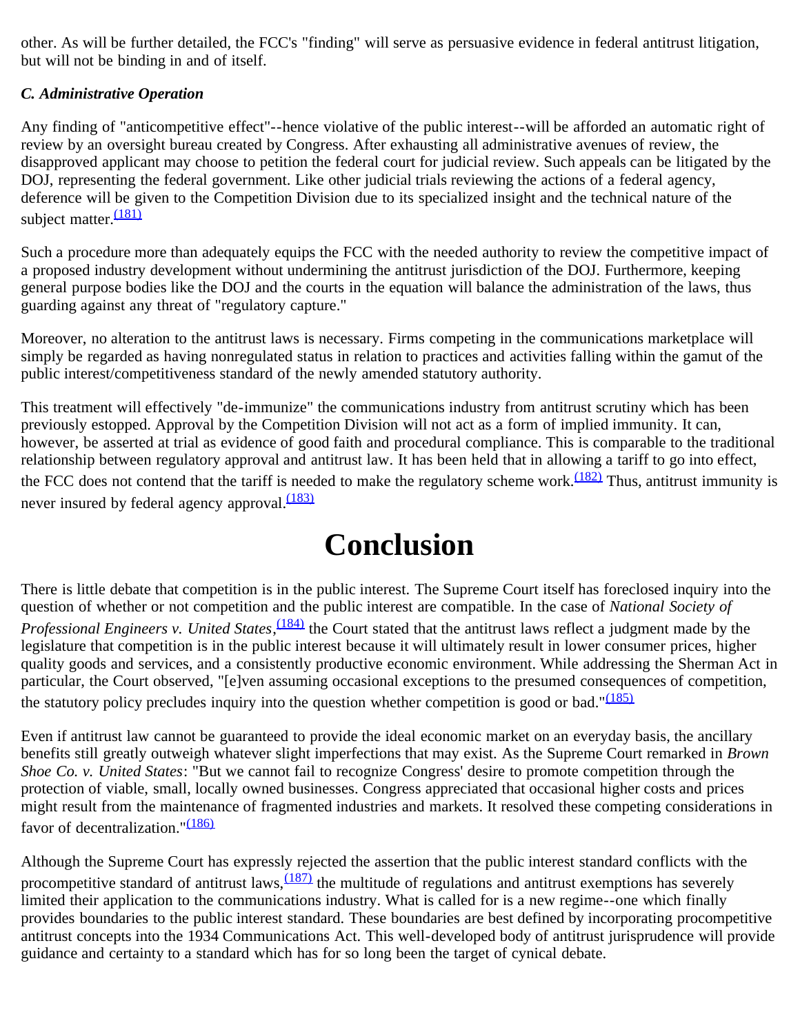other. As will be further detailed, the FCC's "finding" will serve as persuasive evidence in federal antitrust litigation, but will not be binding in and of itself.

### *C. Administrative Operation*

Any finding of "anticompetitive effect"--hence violative of the public interest--will be afforded an automatic right of review by an oversight bureau created by Congress. After exhausting all administrative avenues of review, the disapproved applicant may choose to petition the federal court for judicial review. Such appeals can be litigated by the DOJ, representing the federal government. Like other judicial trials reviewing the actions of a federal agency, deference will be given to the Competition Division due to its specialized insight and the technical nature of the subject matter.[(181)]

Such a procedure more than adequately equips the FCC with the needed authority to review the competitive impact of a proposed industry development without undermining the antitrust jurisdiction of the DOJ. Furthermore, keeping general purpose bodies like the DOJ and the courts in the equation will balance the administration of the laws, thus guarding against any threat of "regulatory capture."

Moreover, no alteration to the antitrust laws is necessary. Firms competing in the communications marketplace will simply be regarded as having nonregulated status in relation to practices and activities falling within the gamut of the public interest/competitiveness standard of the newly amended statutory authority.

This treatment will effectively "de-immunize" the communications industry from antitrust scrutiny which has been previously estopped. Approval by the Competition Division will not act as a form of implied immunity. It can, however, be asserted at trial as evidence of good faith and procedural compliance. This is comparable to the traditional relationship between regulatory approval and antitrust law. It has been held that in allowing a tariff to go into effect, the FCC does not contend that the tariff is needed to make the regulatory scheme work.[(182)] Thus, antitrust immunity is never insured by federal agency approval.[(183)]

# Conclusion

There is little debate that competition is in the public interest. The Supreme Court itself has foreclosed inquiry into the question of whether or not competition and the public interest are compatible. In the case of *National Society of Professional Engineers v. United States*,[(184)] the Court stated that the antitrust laws reflect a judgment made by the legislature that competition is in the public interest because it will ultimately result in lower consumer prices, higher quality goods and services, and a consistently productive economic environment. While addressing the Sherman Act in particular, the Court observed, "[e]ven assuming occasional exceptions to the presumed consequences of competition, the statutory policy precludes inquiry into the question whether competition is good or bad."[(185)]

Even if antitrust law cannot be guaranteed to provide the ideal economic market on an everyday basis, the ancillary benefits still greatly outweigh whatever slight imperfections that may exist. As the Supreme Court remarked in *Brown Shoe Co. v. United States*: "But we cannot fail to recognize Congress' desire to promote competition through the protection of viable, small, locally owned businesses. Congress appreciated that occasional higher costs and prices might result from the maintenance of fragmented industries and markets. It resolved these competing considerations in favor of decentralization."[(186)]

Although the Supreme Court has expressly rejected the assertion that the public interest standard conflicts with the procompetitive standard of antitrust laws,[(187)] the multitude of regulations and antitrust exemptions has severely limited their application to the communications industry. What is called for is a new regime--one which finally provides boundaries to the public interest standard. These boundaries are best defined by incorporating procompetitive antitrust concepts into the 1934 Communications Act. This well-developed body of antitrust jurisprudence will provide guidance and certainty to a standard which has for so long been the target of cynical debate.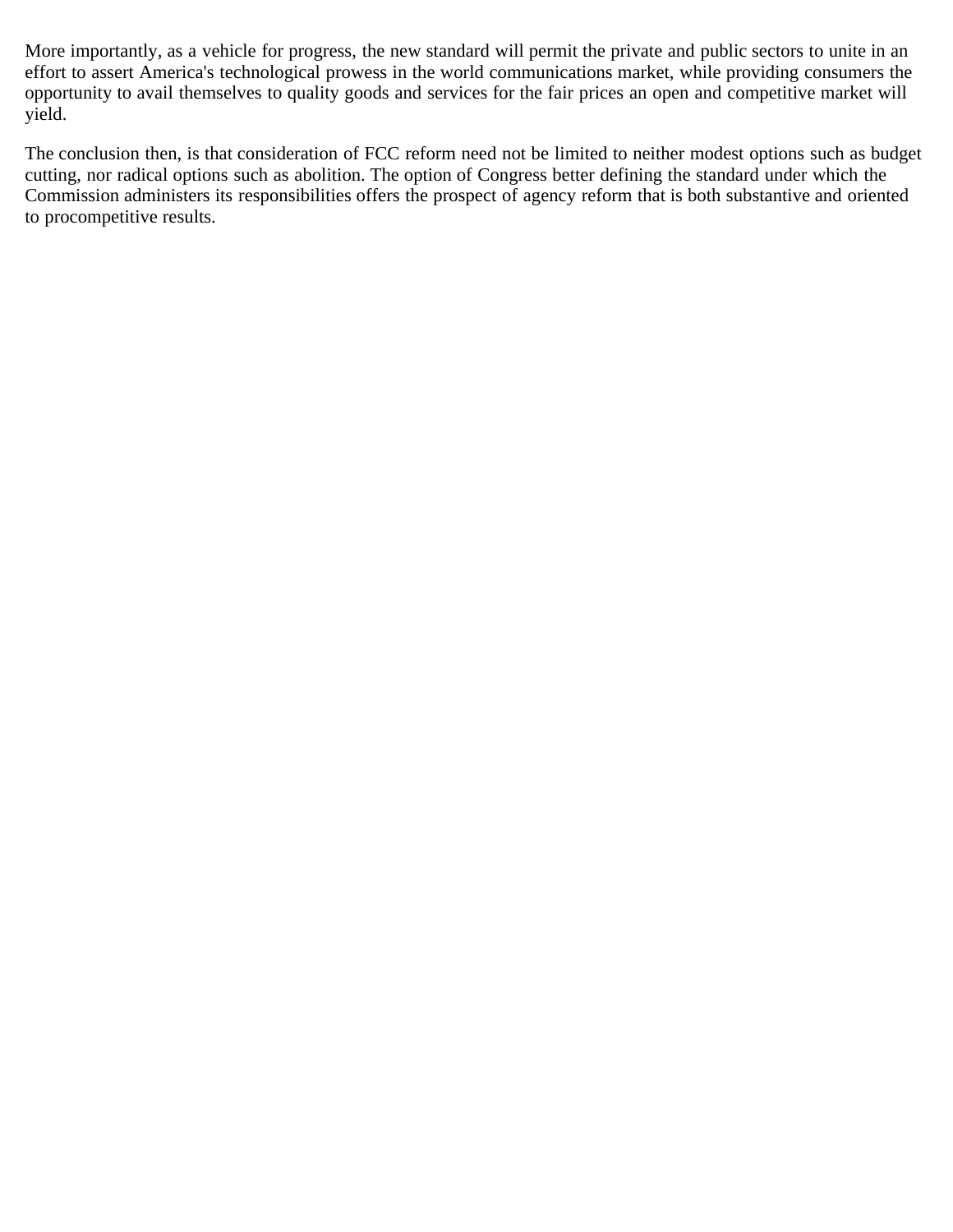More importantly, as a vehicle for progress, the new standard will permit the private and public sectors to unite in an effort to assert America's technological prowess in the world communications market, while providing consumers the opportunity to avail themselves to quality goods and services for the fair prices an open and competitive market will yield.

The conclusion then, is that consideration of FCC reform need not be limited to neither modest options such as budget cutting, nor radical options such as abolition. The option of Congress better defining the standard under which the Commission administers its responsibilities offers the prospect of agency reform that is both substantive and oriented to procompetitive results.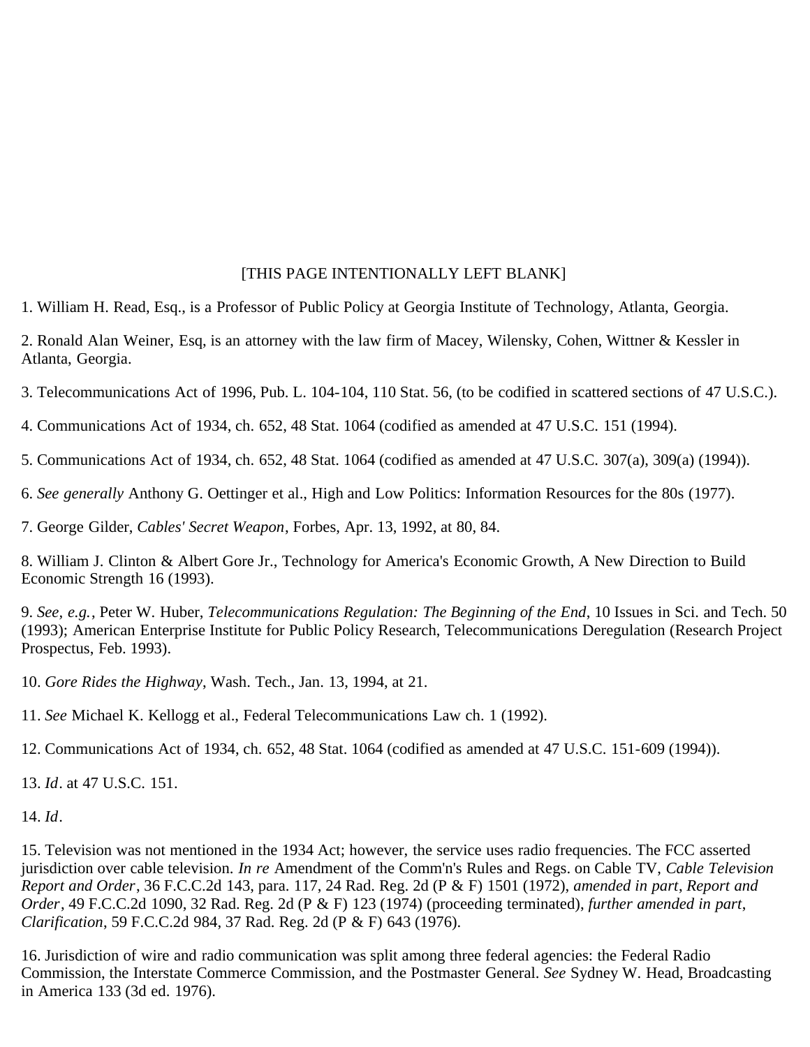[THIS PAGE INTENTIONALLY LEFT BLANK]

1. William H. Read, Esq., is a Professor of Public Policy at Georgia Institute of Technology, Atlanta, Georgia.

2. Ronald Alan Weiner, Esq, is an attorney with the law firm of Macey, Wilensky, Cohen, Wittner & Kessler in Atlanta, Georgia.

3. Telecommunications Act of 1996, Pub. L. 104-104, 110 Stat. 56, (to be codified in scattered sections of 47 U.S.C.).

4. Communications Act of 1934, ch. 652, 48 Stat. 1064 (codified as amended at 47 U.S.C. 151 (1994).

5. Communications Act of 1934, ch. 652, 48 Stat. 1064 (codified as amended at 47 U.S.C. 307(a), 309(a) (1994)).

6. *See generally* Anthony G. Oettinger et al., High and Low Politics: Information Resources for the 80s (1977).

7. George Gilder, *Cables' Secret Weapon*, Forbes, Apr. 13, 1992, at 80, 84.

8. William J. Clinton & Albert Gore Jr., Technology for America's Economic Growth, A New Direction to Build Economic Strength 16 (1993).

9. *See, e.g.*, Peter W. Huber, *Telecommunications Regulation: The Beginning of the End*, 10 Issues in Sci. and Tech. 50 (1993); American Enterprise Institute for Public Policy Research, Telecommunications Deregulation (Research Project Prospectus, Feb. 1993).

10. *Gore Rides the Highway*, Wash. Tech., Jan. 13, 1994, at 21.

11. *See* Michael K. Kellogg et al., Federal Telecommunications Law ch. 1 (1992).

12. Communications Act of 1934, ch. 652, 48 Stat. 1064 (codified as amended at 47 U.S.C. 151-609 (1994)).

13. *Id*. at 47 U.S.C. 151.

14. *Id*.

15. Television was not mentioned in the 1934 Act; however, the service uses radio frequencies. The FCC asserted jurisdiction over cable television. *In re* Amendment of the Comm'n's Rules and Regs. on Cable TV, *Cable Television Report and Order*, 36 F.C.C.2d 143, para. 117, 24 Rad. Reg. 2d (P & F) 1501 (1972), *amended in part*, *Report and Order*, 49 F.C.C.2d 1090, 32 Rad. Reg. 2d (P & F) 123 (1974) (proceeding terminated), *further amended in part*, *Clarification*, 59 F.C.C.2d 984, 37 Rad. Reg. 2d (P & F) 643 (1976).

16. Jurisdiction of wire and radio communication was split among three federal agencies: the Federal Radio Commission, the Interstate Commerce Commission, and the Postmaster General. *See* Sydney W. Head, Broadcasting in America 133 (3d ed. 1976).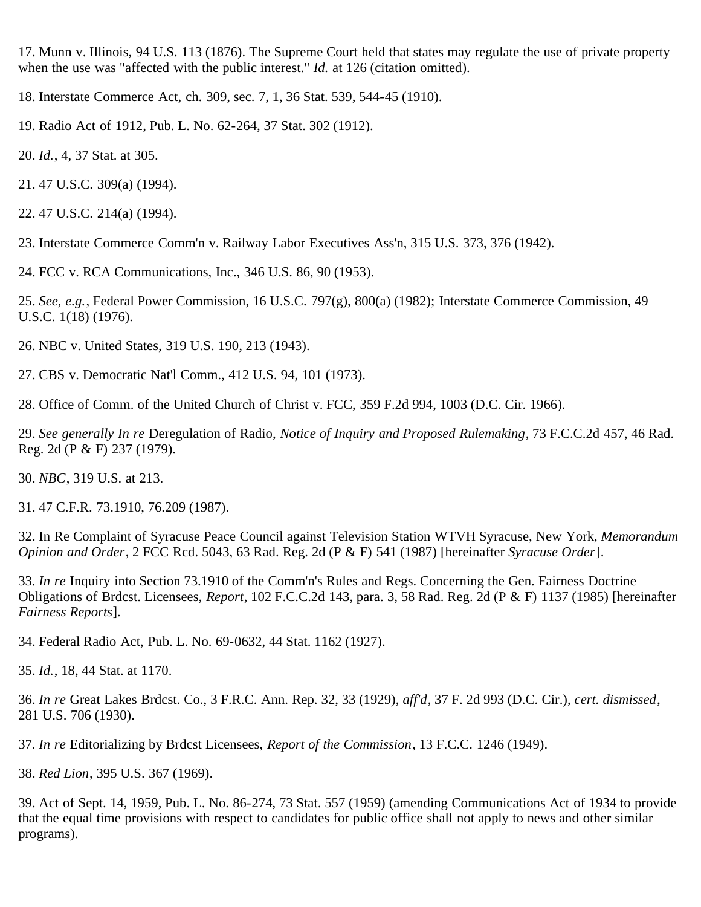17. Munn v. Illinois, 94 U.S. 113 (1876). The Supreme Court held that states may regulate the use of private property when the use was "affected with the public interest." *Id.* at 126 (citation omitted).

18. Interstate Commerce Act, ch. 309, sec. 7, 1, 36 Stat. 539, 544-45 (1910).

19. Radio Act of 1912, Pub. L. No. 62-264, 37 Stat. 302 (1912).

20. *Id.*, 4, 37 Stat. at 305.

21. 47 U.S.C. 309(a) (1994).

22. 47 U.S.C. 214(a) (1994).

23. Interstate Commerce Comm'n v. Railway Labor Executives Ass'n, 315 U.S. 373, 376 (1942).

24. FCC v. RCA Communications, Inc., 346 U.S. 86, 90 (1953).

25. *See, e.g.*, Federal Power Commission, 16 U.S.C. 797(g), 800(a) (1982); Interstate Commerce Commission, 49 U.S.C. 1(18) (1976).

26. NBC v. United States, 319 U.S. 190, 213 (1943).

27. CBS v. Democratic Nat'l Comm., 412 U.S. 94, 101 (1973).

28. Office of Comm. of the United Church of Christ v. FCC, 359 F.2d 994, 1003 (D.C. Cir. 1966).

29. *See generally In re* Deregulation of Radio, *Notice of Inquiry and Proposed Rulemaking*, 73 F.C.C.2d 457, 46 Rad. Reg. 2d (P & F) 237 (1979).

30. *NBC*, 319 U.S. at 213.

31. 47 C.F.R. 73.1910, 76.209 (1987).

32. In Re Complaint of Syracuse Peace Council against Television Station WTVH Syracuse, New York, *Memorandum Opinion and Order*, 2 FCC Rcd. 5043, 63 Rad. Reg. 2d (P & F) 541 (1987) [hereinafter *Syracuse Order*].

33. *In re* Inquiry into Section 73.1910 of the Comm'n's Rules and Regs. Concerning the Gen. Fairness Doctrine Obligations of Brdcst. Licensees, *Report*, 102 F.C.C.2d 143, para. 3, 58 Rad. Reg. 2d (P & F) 1137 (1985) [hereinafter *Fairness Reports*].

34. Federal Radio Act, Pub. L. No. 69-0632, 44 Stat. 1162 (1927).

35. *Id.*, 18, 44 Stat. at 1170.

36. *In re* Great Lakes Brdcst. Co., 3 F.R.C. Ann. Rep. 32, 33 (1929), *aff'd*, 37 F. 2d 993 (D.C. Cir.), *cert. dismissed*, 281 U.S. 706 (1930).

37. *In re* Editorializing by Brdcst Licensees, *Report of the Commission*, 13 F.C.C. 1246 (1949).

38. *Red Lion*, 395 U.S. 367 (1969).

39. Act of Sept. 14, 1959, Pub. L. No. 86-274, 73 Stat. 557 (1959) (amending Communications Act of 1934 to provide that the equal time provisions with respect to candidates for public office shall not apply to news and other similar programs).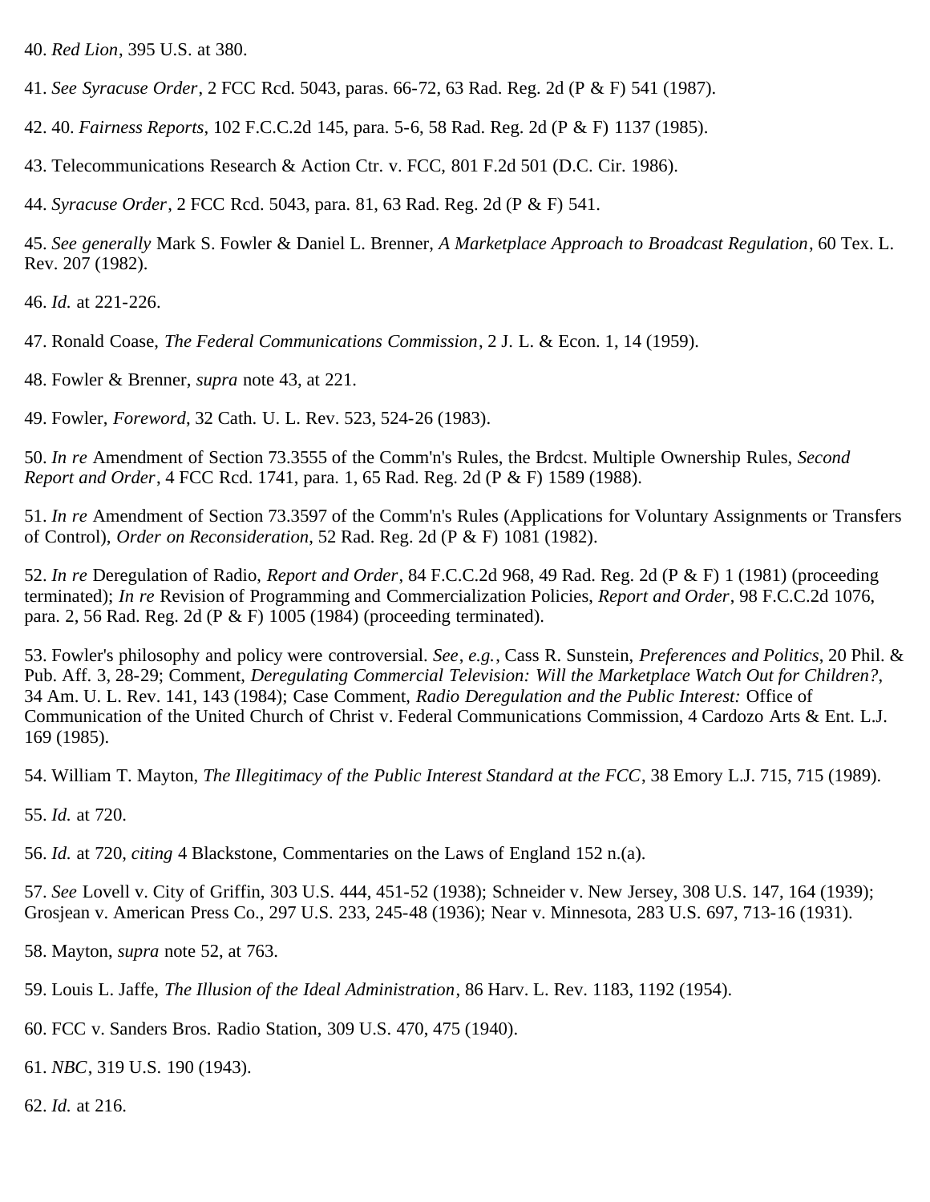40. *Red Lion*, 395 U.S. at 380.

41. *See Syracuse Order*, 2 FCC Rcd. 5043, paras. 66-72, 63 Rad. Reg. 2d (P & F) 541 (1987).

42. 40. *Fairness Reports*, 102 F.C.C.2d 145, para. 5-6, 58 Rad. Reg. 2d (P & F) 1137 (1985).

43. Telecommunications Research & Action Ctr. v. FCC, 801 F.2d 501 (D.C. Cir. 1986).

44. *Syracuse Order*, 2 FCC Rcd. 5043, para. 81, 63 Rad. Reg. 2d (P & F) 541.

45. *See generally* Mark S. Fowler & Daniel L. Brenner, *A Marketplace Approach to Broadcast Regulation*, 60 Tex. L. Rev. 207 (1982).

46. *Id.* at 221-226.

47. Ronald Coase, *The Federal Communications Commission*, 2 J. L. & Econ. 1, 14 (1959).

48. Fowler & Brenner, *supra* note 43, at 221.

49. Fowler, *Foreword*, 32 Cath. U. L. Rev. 523, 524-26 (1983).

50. *In re* Amendment of Section 73.3555 of the Comm'n's Rules, the Brdcst. Multiple Ownership Rules, *Second Report and Order*, 4 FCC Rcd. 1741, para. 1, 65 Rad. Reg. 2d (P & F) 1589 (1988).

51. *In re* Amendment of Section 73.3597 of the Comm'n's Rules (Applications for Voluntary Assignments or Transfers of Control), *Order on Reconsideration,* 52 Rad. Reg. 2d (P & F) 1081 (1982).

52. *In re* Deregulation of Radio, *Report and Order*, 84 F.C.C.2d 968, 49 Rad. Reg. 2d (P & F) 1 (1981) (proceeding terminated); *In re* Revision of Programming and Commercialization Policies, *Report and Order*, 98 F.C.C.2d 1076, para. 2, 56 Rad. Reg. 2d (P & F) 1005 (1984) (proceeding terminated).

53. Fowler's philosophy and policy were controversial. *See, e.g.*, Cass R. Sunstein, *Preferences and Politics*, 20 Phil. & Pub. Aff. 3, 28-29; Comment, *Deregulating Commercial Television: Will the Marketplace Watch Out for Children?*, 34 Am. U. L. Rev. 141, 143 (1984); Case Comment, *Radio Deregulation and the Public Interest:* Office of Communication of the United Church of Christ v. Federal Communications Commission, 4 Cardozo Arts & Ent. L.J. 169 (1985).

54. William T. Mayton, *The Illegitimacy of the Public Interest Standard at the FCC*, 38 Emory L.J. 715, 715 (1989).

55. *Id.* at 720.

56. *Id.* at 720, *citing* 4 Blackstone, Commentaries on the Laws of England 152 n.(a).

57. *See* Lovell v. City of Griffin, 303 U.S. 444, 451-52 (1938); Schneider v. New Jersey, 308 U.S. 147, 164 (1939); Grosjean v. American Press Co., 297 U.S. 233, 245-48 (1936); Near v. Minnesota, 283 U.S. 697, 713-16 (1931).

58. Mayton, *supra* note 52, at 763.

59. Louis L. Jaffe, *The Illusion of the Ideal Administration*, 86 Harv. L. Rev. 1183, 1192 (1954).

60. FCC v. Sanders Bros. Radio Station, 309 U.S. 470, 475 (1940).

61. *NBC*, 319 U.S. 190 (1943).

62. *Id.* at 216.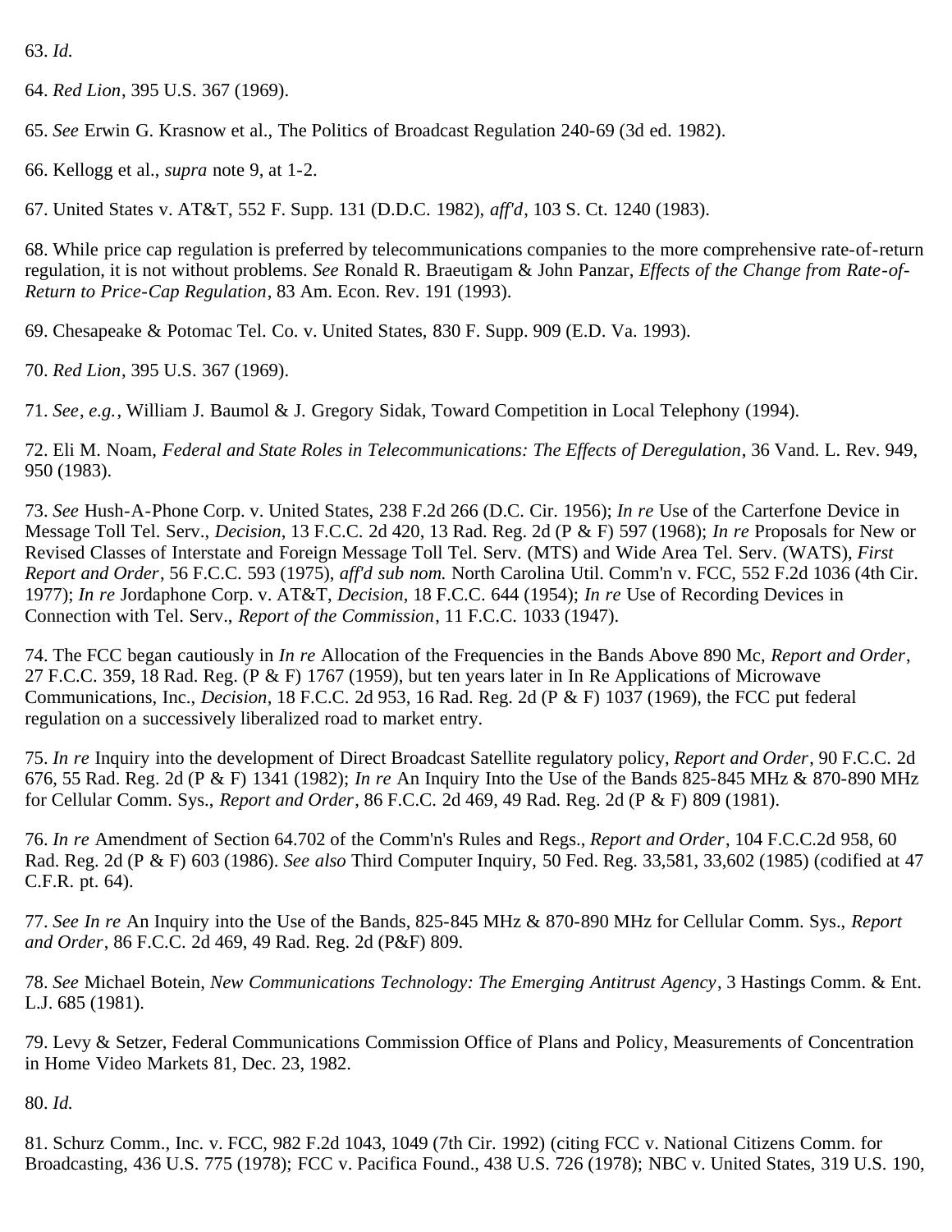63. *Id.*

64. *Red Lion*, 395 U.S. 367 (1969).

65. *See* Erwin G. Krasnow et al., The Politics of Broadcast Regulation 240-69 (3d ed. 1982).

66. Kellogg et al., *supra* note 9, at 1-2.

67. United States v. AT&T, 552 F. Supp. 131 (D.D.C. 1982), *aff'd*, 103 S. Ct. 1240 (1983).

68. While price cap regulation is preferred by telecommunications companies to the more comprehensive rate-of-return regulation, it is not without problems. *See* Ronald R. Braeutigam & John Panzar, *Effects of the Change from Rate-of-Return to Price-Cap Regulation*, 83 Am. Econ. Rev. 191 (1993).

69. Chesapeake & Potomac Tel. Co. v. United States, 830 F. Supp. 909 (E.D. Va. 1993).

70. *Red Lion*, 395 U.S. 367 (1969).

71. *See*, *e.g.*, William J. Baumol & J. Gregory Sidak, Toward Competition in Local Telephony (1994).

72. Eli M. Noam, *Federal and State Roles in Telecommunications: The Effects of Deregulation*, 36 Vand. L. Rev. 949, 950 (1983).

73. *See* Hush-A-Phone Corp. v. United States, 238 F.2d 266 (D.C. Cir. 1956); *In re* Use of the Carterfone Device in Message Toll Tel. Serv., *Decision*, 13 F.C.C. 2d 420, 13 Rad. Reg. 2d (P & F) 597 (1968); *In re* Proposals for New or Revised Classes of Interstate and Foreign Message Toll Tel. Serv. (MTS) and Wide Area Tel. Serv. (WATS), *First Report and Order*, 56 F.C.C. 593 (1975), *aff'd sub nom.* North Carolina Util. Comm'n v. FCC, 552 F.2d 1036 (4th Cir. 1977); *In re* Jordaphone Corp. v. AT&T, *Decision*, 18 F.C.C. 644 (1954); *In re* Use of Recording Devices in Connection with Tel. Serv., *Report of the Commission*, 11 F.C.C. 1033 (1947).

74. The FCC began cautiously in *In re* Allocation of the Frequencies in the Bands Above 890 Mc, *Report and Order*, 27 F.C.C. 359, 18 Rad. Reg. (P & F) 1767 (1959), but ten years later in In Re Applications of Microwave Communications, Inc., *Decision*, 18 F.C.C. 2d 953, 16 Rad. Reg. 2d (P & F) 1037 (1969), the FCC put federal regulation on a successively liberalized road to market entry.

75. *In re* Inquiry into the development of Direct Broadcast Satellite regulatory policy, *Report and Order*, 90 F.C.C. 2d 676, 55 Rad. Reg. 2d (P & F) 1341 (1982); *In re* An Inquiry Into the Use of the Bands 825-845 MHz & 870-890 MHz for Cellular Comm. Sys., *Report and Order*, 86 F.C.C. 2d 469, 49 Rad. Reg. 2d (P & F) 809 (1981).

76. *In re* Amendment of Section 64.702 of the Comm'n's Rules and Regs., *Report and Order*, 104 F.C.C.2d 958, 60 Rad. Reg. 2d (P & F) 603 (1986). *See also* Third Computer Inquiry, 50 Fed. Reg. 33,581, 33,602 (1985) (codified at 47 C.F.R. pt. 64).

77. *See In re* An Inquiry into the Use of the Bands, 825-845 MHz & 870-890 MHz for Cellular Comm. Sys., *Report and Order*, 86 F.C.C. 2d 469, 49 Rad. Reg. 2d (P&F) 809.

78. *See* Michael Botein, *New Communications Technology: The Emerging Antitrust Agency*, 3 Hastings Comm. & Ent. L.J. 685 (1981).

79. Levy & Setzer, Federal Communications Commission Office of Plans and Policy, Measurements of Concentration in Home Video Markets 81, Dec. 23, 1982.

80. *Id.*

81. Schurz Comm., Inc. v. FCC, 982 F.2d 1043, 1049 (7th Cir. 1992) (citing FCC v. National Citizens Comm. for Broadcasting, 436 U.S. 775 (1978); FCC v. Pacifica Found., 438 U.S. 726 (1978); NBC v. United States, 319 U.S. 190,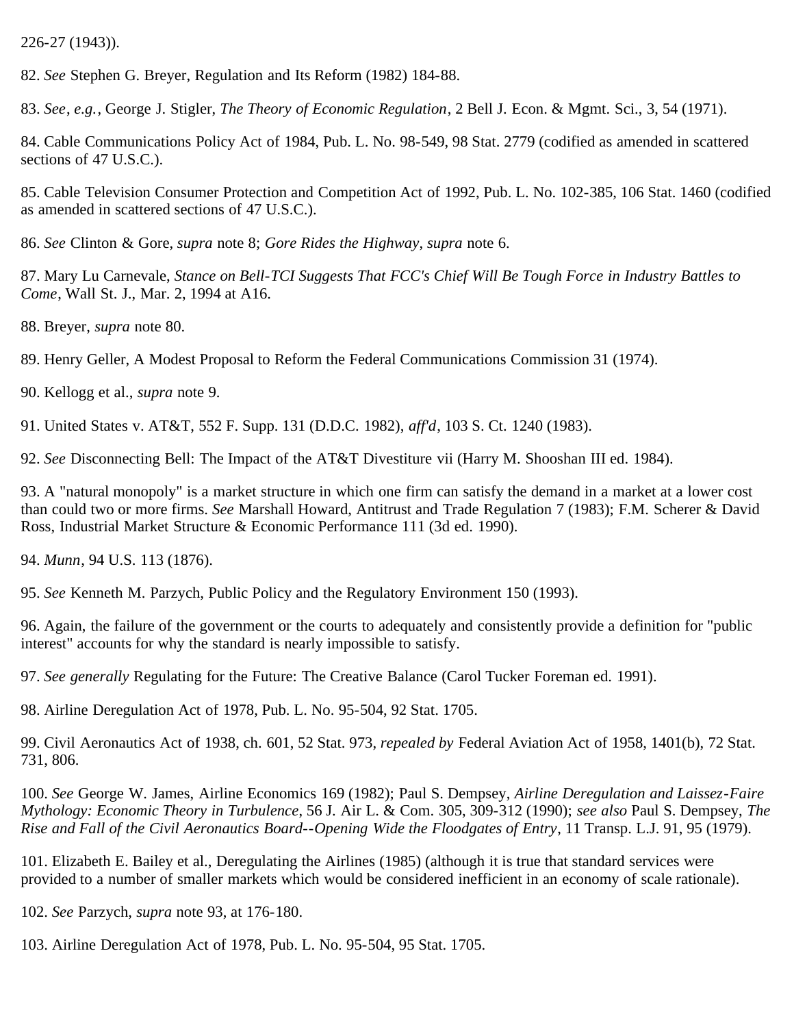226-27 (1943)).

82. *See* Stephen G. Breyer, Regulation and Its Reform (1982) 184-88.

83. *See*, *e.g.*, George J. Stigler, *The Theory of Economic Regulation*, 2 Bell J. Econ. & Mgmt. Sci., 3, 54 (1971).

84. Cable Communications Policy Act of 1984, Pub. L. No. 98-549, 98 Stat. 2779 (codified as amended in scattered sections of 47 U.S.C.).

85. Cable Television Consumer Protection and Competition Act of 1992, Pub. L. No. 102-385, 106 Stat. 1460 (codified as amended in scattered sections of 47 U.S.C.).

86. *See* Clinton & Gore, *supra* note 8; *Gore Rides the Highway*, *supra* note 6.

87. Mary Lu Carnevale, *Stance on Bell-TCI Suggests That FCC's Chief Will Be Tough Force in Industry Battles to Come*, Wall St. J., Mar. 2, 1994 at A16.

88. Breyer, *supra* note 80.

89. Henry Geller, A Modest Proposal to Reform the Federal Communications Commission 31 (1974).

90. Kellogg et al., *supra* note 9.

91. United States v. AT&T, 552 F. Supp. 131 (D.D.C. 1982), *aff'd*, 103 S. Ct. 1240 (1983).

92. *See* Disconnecting Bell: The Impact of the AT&T Divestiture vii (Harry M. Shooshan III ed. 1984).

93. A "natural monopoly" is a market structure in which one firm can satisfy the demand in a market at a lower cost than could two or more firms. *See* Marshall Howard, Antitrust and Trade Regulation 7 (1983); F.M. Scherer & David Ross, Industrial Market Structure & Economic Performance 111 (3d ed. 1990).

94. *Munn*, 94 U.S. 113 (1876).

95. *See* Kenneth M. Parzych, Public Policy and the Regulatory Environment 150 (1993).

96. Again, the failure of the government or the courts to adequately and consistently provide a definition for "public interest" accounts for why the standard is nearly impossible to satisfy.

97. *See generally* Regulating for the Future: The Creative Balance (Carol Tucker Foreman ed. 1991).

98. Airline Deregulation Act of 1978, Pub. L. No. 95-504, 92 Stat. 1705.

99. Civil Aeronautics Act of 1938, ch. 601, 52 Stat. 973, *repealed by* Federal Aviation Act of 1958, 1401(b), 72 Stat. 731, 806.

100. *See* George W. James, Airline Economics 169 (1982); Paul S. Dempsey, *Airline Deregulation and Laissez-Faire Mythology: Economic Theory in Turbulence*, 56 J. Air L. & Com. 305, 309-312 (1990); *see also* Paul S. Dempsey, *The Rise and Fall of the Civil Aeronautics Board--Opening Wide the Floodgates of Entry*, 11 Transp. L.J. 91, 95 (1979).

101. Elizabeth E. Bailey et al., Deregulating the Airlines (1985) (although it is true that standard services were provided to a number of smaller markets which would be considered inefficient in an economy of scale rationale).

102. *See* Parzych, *supra* note 93, at 176-180.

103. Airline Deregulation Act of 1978, Pub. L. No. 95-504, 95 Stat. 1705.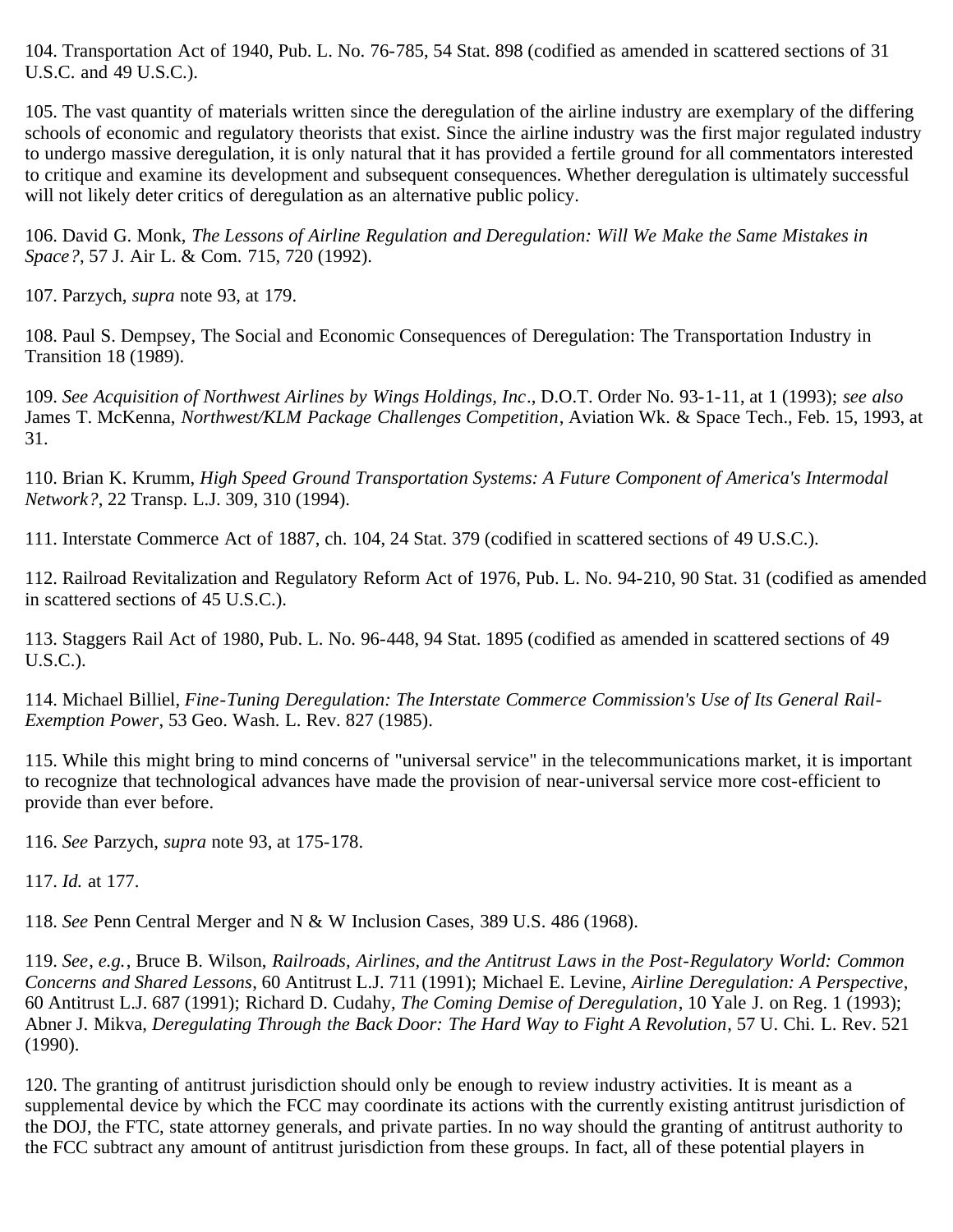104. Transportation Act of 1940, Pub. L. No. 76-785, 54 Stat. 898 (codified as amended in scattered sections of 31 U.S.C. and 49 U.S.C.).

105. The vast quantity of materials written since the deregulation of the airline industry are exemplary of the differing schools of economic and regulatory theorists that exist. Since the airline industry was the first major regulated industry to undergo massive deregulation, it is only natural that it has provided a fertile ground for all commentators interested to critique and examine its development and subsequent consequences. Whether deregulation is ultimately successful will not likely deter critics of deregulation as an alternative public policy.

106. David G. Monk, *The Lessons of Airline Regulation and Deregulation: Will We Make the Same Mistakes in Space?*, 57 J. Air L. & Com. 715, 720 (1992).

107. Parzych, *supra* note 93, at 179.

108. Paul S. Dempsey, The Social and Economic Consequences of Deregulation: The Transportation Industry in Transition 18 (1989).

109. *See Acquisition of Northwest Airlines by Wings Holdings, Inc*., D.O.T. Order No. 93-1-11, at 1 (1993); *see also* James T. McKenna, *Northwest/KLM Package Challenges Competition*, Aviation Wk. & Space Tech., Feb. 15, 1993, at 31.

110. Brian K. Krumm, *High Speed Ground Transportation Systems: A Future Component of America's Intermodal Network?*, 22 Transp. L.J. 309, 310 (1994).

111. Interstate Commerce Act of 1887, ch. 104, 24 Stat. 379 (codified in scattered sections of 49 U.S.C.).

112. Railroad Revitalization and Regulatory Reform Act of 1976, Pub. L. No. 94-210, 90 Stat. 31 (codified as amended in scattered sections of 45 U.S.C.).

113. Staggers Rail Act of 1980, Pub. L. No. 96-448, 94 Stat. 1895 (codified as amended in scattered sections of 49 U.S.C.).

114. Michael Billiel, *Fine-Tuning Deregulation: The Interstate Commerce Commission's Use of Its General Rail-Exemption Power*, 53 Geo. Wash. L. Rev. 827 (1985).

115. While this might bring to mind concerns of "universal service" in the telecommunications market, it is important to recognize that technological advances have made the provision of near-universal service more cost-efficient to provide than ever before.

116. *See* Parzych, *supra* note 93, at 175-178.

117. *Id.* at 177.

118. *See* Penn Central Merger and N & W Inclusion Cases, 389 U.S. 486 (1968).

119. *See*, *e.g.*, Bruce B. Wilson, *Railroads, Airlines, and the Antitrust Laws in the Post-Regulatory World: Common Concerns and Shared Lessons*, 60 Antitrust L.J. 711 (1991); Michael E. Levine, *Airline Deregulation: A Perspective*, 60 Antitrust L.J. 687 (1991); Richard D. Cudahy, *The Coming Demise of Deregulation*, 10 Yale J. on Reg. 1 (1993); Abner J. Mikva, *Deregulating Through the Back Door: The Hard Way to Fight A Revolution*, 57 U. Chi. L. Rev. 521 (1990).

120. The granting of antitrust jurisdiction should only be enough to review industry activities. It is meant as a supplemental device by which the FCC may coordinate its actions with the currently existing antitrust jurisdiction of the DOJ, the FTC, state attorney generals, and private parties. In no way should the granting of antitrust authority to the FCC subtract any amount of antitrust jurisdiction from these groups. In fact, all of these potential players in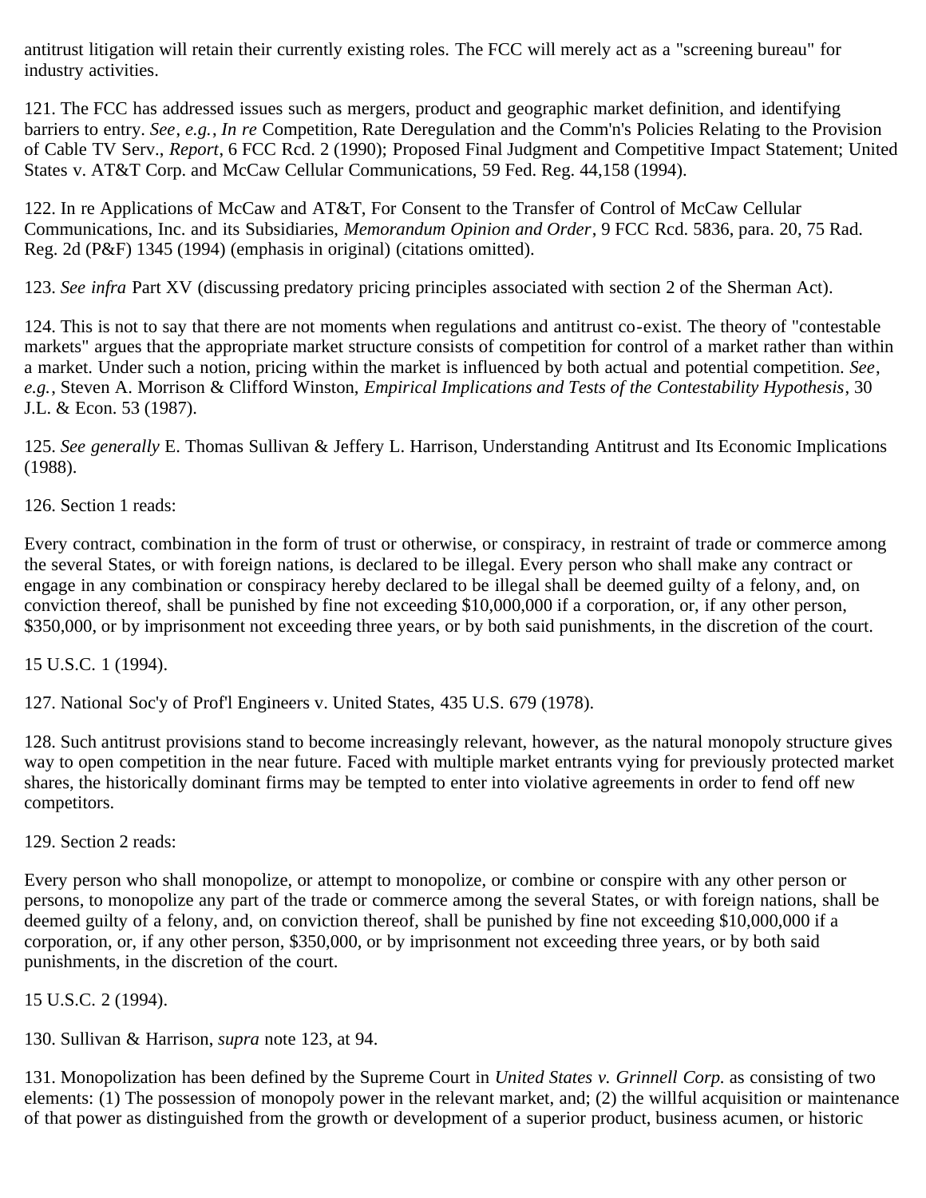antitrust litigation will retain their currently existing roles. The FCC will merely act as a "screening bureau" for industry activities.

121. The FCC has addressed issues such as mergers, product and geographic market definition, and identifying barriers to entry. *See*, *e.g.*, *In re* Competition, Rate Deregulation and the Comm'n's Policies Relating to the Provision of Cable TV Serv., *Report*, 6 FCC Rcd. 2 (1990); Proposed Final Judgment and Competitive Impact Statement; United States v. AT&T Corp. and McCaw Cellular Communications, 59 Fed. Reg. 44,158 (1994).

122. In re Applications of McCaw and AT&T, For Consent to the Transfer of Control of McCaw Cellular Communications, Inc. and its Subsidiaries, *Memorandum Opinion and Order*, 9 FCC Rcd. 5836, para. 20, 75 Rad. Reg. 2d (P&F) 1345 (1994) (emphasis in original) (citations omitted).

123. *See infra* Part XV (discussing predatory pricing principles associated with section 2 of the Sherman Act).

124. This is not to say that there are not moments when regulations and antitrust co-exist. The theory of "contestable markets" argues that the appropriate market structure consists of competition for control of a market rather than within a market. Under such a notion, pricing within the market is influenced by both actual and potential competition. *See*, *e.g.*, Steven A. Morrison & Clifford Winston, *Empirical Implications and Tests of the Contestability Hypothesis*, 30 J.L. & Econ. 53 (1987).

125. *See generally* E. Thomas Sullivan & Jeffery L. Harrison, Understanding Antitrust and Its Economic Implications (1988).

126. Section 1 reads:

Every contract, combination in the form of trust or otherwise, or conspiracy, in restraint of trade or commerce among the several States, or with foreign nations, is declared to be illegal. Every person who shall make any contract or engage in any combination or conspiracy hereby declared to be illegal shall be deemed guilty of a felony, and, on conviction thereof, shall be punished by fine not exceeding $10,000,000 if a corporation, or, if any other person, $350,000, or by imprisonment not exceeding three years, or by both said punishments, in the discretion of the court.

15 U.S.C. 1 (1994).

127. National Soc'y of Prof'l Engineers v. United States, 435 U.S. 679 (1978).

128. Such antitrust provisions stand to become increasingly relevant, however, as the natural monopoly structure gives way to open competition in the near future. Faced with multiple market entrants vying for previously protected market shares, the historically dominant firms may be tempted to enter into violative agreements in order to fend off new competitors.

129. Section 2 reads:

Every person who shall monopolize, or attempt to monopolize, or combine or conspire with any other person or persons, to monopolize any part of the trade or commerce among the several States, or with foreign nations, shall be deemed guilty of a felony, and, on conviction thereof, shall be punished by fine not exceeding $10,000,000 if a corporation, or, if any other person, $350,000, or by imprisonment not exceeding three years, or by both said punishments, in the discretion of the court.

15 U.S.C. 2 (1994).

130. Sullivan & Harrison, *supra* note 123, at 94.

131. Monopolization has been defined by the Supreme Court in *United States v. Grinnell Corp.* as consisting of two elements: (1) The possession of monopoly power in the relevant market, and; (2) the willful acquisition or maintenance of that power as distinguished from the growth or development of a superior product, business acumen, or historic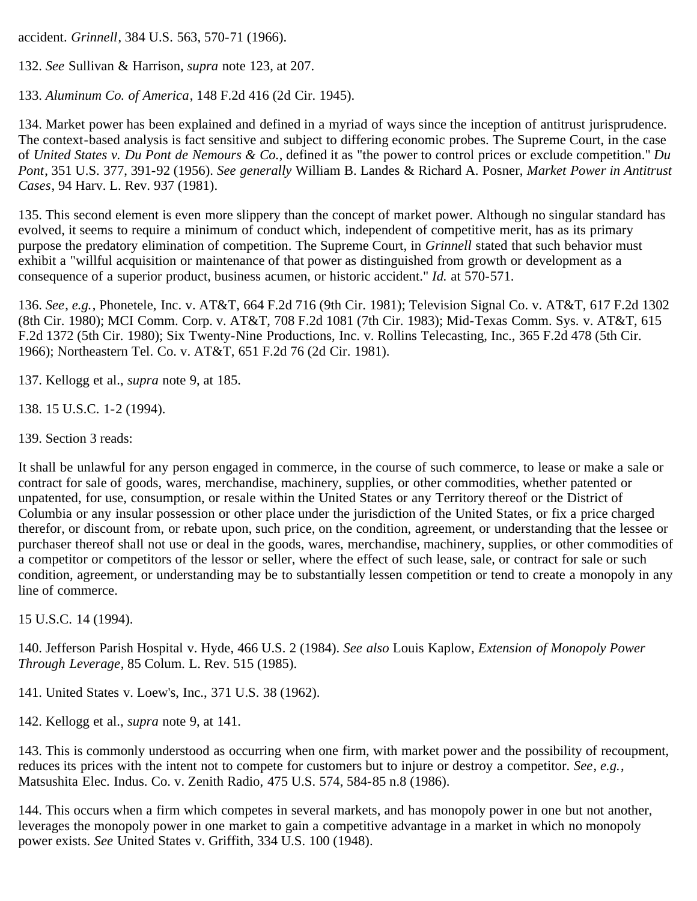accident. *Grinnell*, 384 U.S. 563, 570-71 (1966).

132. *See* Sullivan & Harrison, *supra* note 123, at 207.

133. *Aluminum Co. of America*, 148 F.2d 416 (2d Cir. 1945).

134. Market power has been explained and defined in a myriad of ways since the inception of antitrust jurisprudence. The context-based analysis is fact sensitive and subject to differing economic probes. The Supreme Court, in the case of *United States v. Du Pont de Nemours & Co.*, defined it as "the power to control prices or exclude competition." *Du Pont*, 351 U.S. 377, 391-92 (1956). *See generally* William B. Landes & Richard A. Posner, *Market Power in Antitrust Cases*, 94 Harv. L. Rev. 937 (1981).

135. This second element is even more slippery than the concept of market power. Although no singular standard has evolved, it seems to require a minimum of conduct which, independent of competitive merit, has as its primary purpose the predatory elimination of competition. The Supreme Court, in *Grinnell* stated that such behavior must exhibit a "willful acquisition or maintenance of that power as distinguished from growth or development as a consequence of a superior product, business acumen, or historic accident." *Id.* at 570-571.

136. *See, e.g.*, Phonetele, Inc. v. AT&T, 664 F.2d 716 (9th Cir. 1981); Television Signal Co. v. AT&T, 617 F.2d 1302 (8th Cir. 1980); MCI Comm. Corp. v. AT&T, 708 F.2d 1081 (7th Cir. 1983); Mid-Texas Comm. Sys. v. AT&T, 615 F.2d 1372 (5th Cir. 1980); Six Twenty-Nine Productions, Inc. v. Rollins Telecasting, Inc., 365 F.2d 478 (5th Cir. 1966); Northeastern Tel. Co. v. AT&T, 651 F.2d 76 (2d Cir. 1981).

137. Kellogg et al., *supra* note 9, at 185.

138. 15 U.S.C. 1-2 (1994).

139. Section 3 reads:

It shall be unlawful for any person engaged in commerce, in the course of such commerce, to lease or make a sale or contract for sale of goods, wares, merchandise, machinery, supplies, or other commodities, whether patented or unpatented, for use, consumption, or resale within the United States or any Territory thereof or the District of Columbia or any insular possession or other place under the jurisdiction of the United States, or fix a price charged therefor, or discount from, or rebate upon, such price, on the condition, agreement, or understanding that the lessee or purchaser thereof shall not use or deal in the goods, wares, merchandise, machinery, supplies, or other commodities of a competitor or competitors of the lessor or seller, where the effect of such lease, sale, or contract for sale or such condition, agreement, or understanding may be to substantially lessen competition or tend to create a monopoly in any line of commerce.

15 U.S.C. 14 (1994).

140. Jefferson Parish Hospital v. Hyde, 466 U.S. 2 (1984). *See also* Louis Kaplow, *Extension of Monopoly Power Through Leverage*, 85 Colum. L. Rev. 515 (1985).

141. United States v. Loew's, Inc., 371 U.S. 38 (1962).

142. Kellogg et al., *supra* note 9, at 141.

143. This is commonly understood as occurring when one firm, with market power and the possibility of recoupment, reduces its prices with the intent not to compete for customers but to injure or destroy a competitor. *See, e.g.*, Matsushita Elec. Indus. Co. v. Zenith Radio, 475 U.S. 574, 584-85 n.8 (1986).

144. This occurs when a firm which competes in several markets, and has monopoly power in one but not another, leverages the monopoly power in one market to gain a competitive advantage in a market in which no monopoly power exists. *See* United States v. Griffith, 334 U.S. 100 (1948).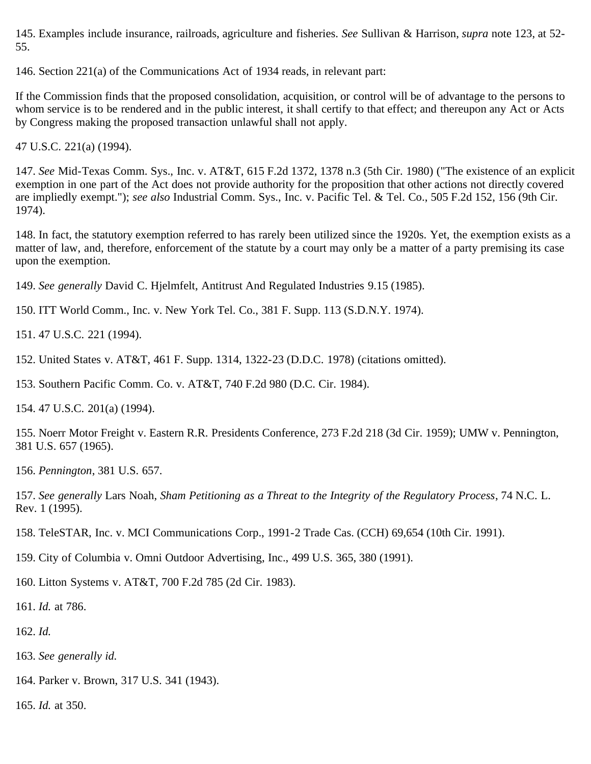145. Examples include insurance, railroads, agriculture and fisheries. *See* Sullivan & Harrison, *supra* note 123, at 52-55.

146. Section 221(a) of the Communications Act of 1934 reads, in relevant part:

If the Commission finds that the proposed consolidation, acquisition, or control will be of advantage to the persons to whom service is to be rendered and in the public interest, it shall certify to that effect; and thereupon any Act or Acts by Congress making the proposed transaction unlawful shall not apply.

47 U.S.C. 221(a) (1994).

147. *See* Mid-Texas Comm. Sys., Inc. v. AT&T, 615 F.2d 1372, 1378 n.3 (5th Cir. 1980) ("The existence of an explicit exemption in one part of the Act does not provide authority for the proposition that other actions not directly covered are impliedly exempt."); *see also* Industrial Comm. Sys., Inc. v. Pacific Tel. & Tel. Co., 505 F.2d 152, 156 (9th Cir. 1974).

148. In fact, the statutory exemption referred to has rarely been utilized since the 1920s. Yet, the exemption exists as a matter of law, and, therefore, enforcement of the statute by a court may only be a matter of a party premising its case upon the exemption.

149. *See generally* David C. Hjelmfelt, Antitrust And Regulated Industries 9.15 (1985).

150. ITT World Comm., Inc. v. New York Tel. Co., 381 F. Supp. 113 (S.D.N.Y. 1974).

151. 47 U.S.C. 221 (1994).

152. United States v. AT&T, 461 F. Supp. 1314, 1322-23 (D.D.C. 1978) (citations omitted).

153. Southern Pacific Comm. Co. v. AT&T, 740 F.2d 980 (D.C. Cir. 1984).

154. 47 U.S.C. 201(a) (1994).

155. Noerr Motor Freight v. Eastern R.R. Presidents Conference, 273 F.2d 218 (3d Cir. 1959); UMW v. Pennington, 381 U.S. 657 (1965).

156. *Pennington*, 381 U.S. 657.

157. *See generally* Lars Noah, *Sham Petitioning as a Threat to the Integrity of the Regulatory Process*, 74 N.C. L. Rev. 1 (1995).

158. TeleSTAR, Inc. v. MCI Communications Corp., 1991-2 Trade Cas. (CCH) 69,654 (10th Cir. 1991).

159. City of Columbia v. Omni Outdoor Advertising, Inc., 499 U.S. 365, 380 (1991).

160. Litton Systems v. AT&T, 700 F.2d 785 (2d Cir. 1983).

161. *Id.* at 786.

162. *Id.*

163. *See generally id.*

164. Parker v. Brown, 317 U.S. 341 (1943).

165. *Id.* at 350.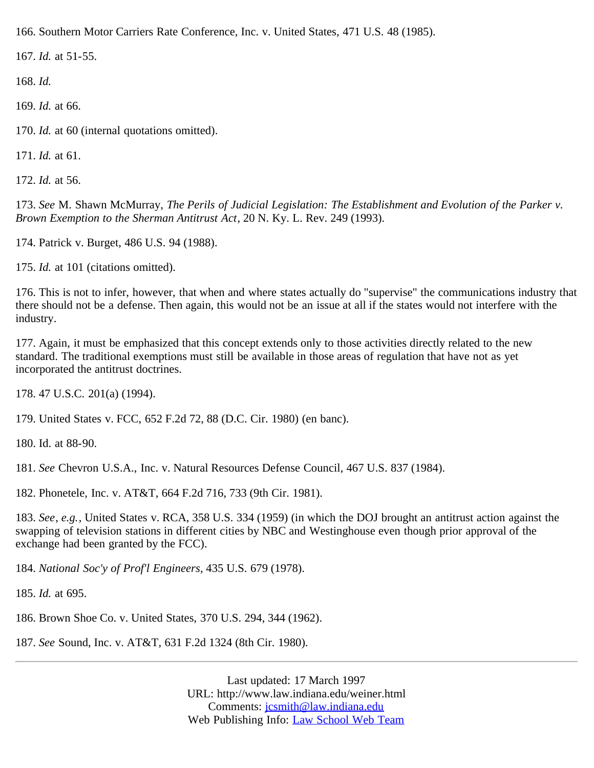166. Southern Motor Carriers Rate Conference, Inc. v. United States, 471 U.S. 48 (1985).

167. *Id.* at 51-55.

168. *Id.*

169. *Id.* at 66.

170. *Id.* at 60 (internal quotations omitted).

171. *Id.* at 61.

172. *Id.* at 56.

173. *See* M. Shawn McMurray, *The Perils of Judicial Legislation: The Establishment and Evolution of the Parker v. Brown Exemption to the Sherman Antitrust Act*, 20 N. Ky. L. Rev. 249 (1993).

174. Patrick v. Burget, 486 U.S. 94 (1988).

175. *Id.* at 101 (citations omitted).

176. This is not to infer, however, that when and where states actually do "supervise" the communications industry that there should not be a defense. Then again, this would not be an issue at all if the states would not interfere with the industry.

177. Again, it must be emphasized that this concept extends only to those activities directly related to the new standard. The traditional exemptions must still be available in those areas of regulation that have not as yet incorporated the antitrust doctrines.

178. 47 U.S.C. 201(a) (1994).

179. United States v. FCC, 652 F.2d 72, 88 (D.C. Cir. 1980) (en banc).

180. Id. at 88-90.

181. *See* Chevron U.S.A., Inc. v. Natural Resources Defense Council, 467 U.S. 837 (1984).

182. Phonetele, Inc. v. AT&T, 664 F.2d 716, 733 (9th Cir. 1981).

183. *See*, *e.g.*, United States v. RCA, 358 U.S. 334 (1959) (in which the DOJ brought an antitrust action against the swapping of television stations in different cities by NBC and Westinghouse even though prior approval of the exchange had been granted by the FCC).

184. *National Soc'y of Prof'l Engineers*, 435 U.S. 679 (1978).

185. *Id.* at 695.

186. Brown Shoe Co. v. United States, 370 U.S. 294, 344 (1962).

187. *See* Sound, Inc. v. AT&T, 631 F.2d 1324 (8th Cir. 1980).

---

Last updated: 17 March 1997
URL: http://www.law.indiana.edu/weiner.html
Comments: jcsmith@law.indiana.edu
Web Publishing Info: Law School Web Team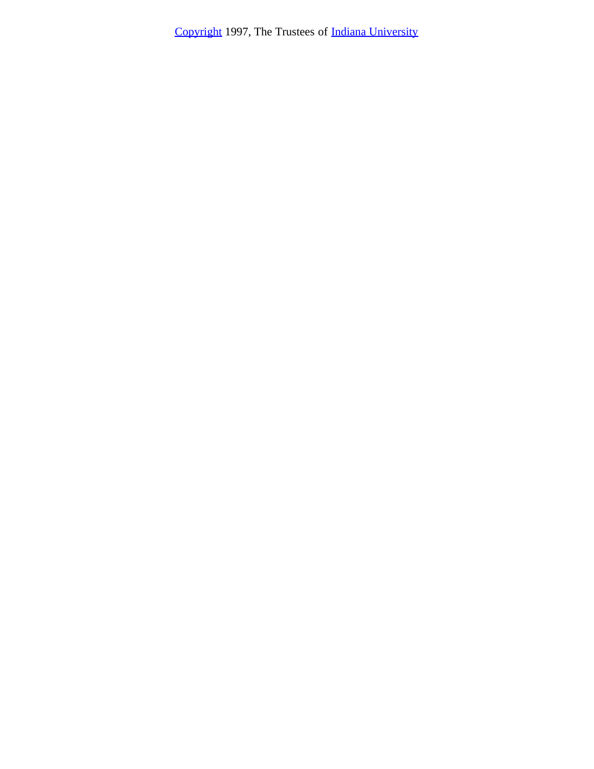Copyright 1997, The Trustees of Indiana University